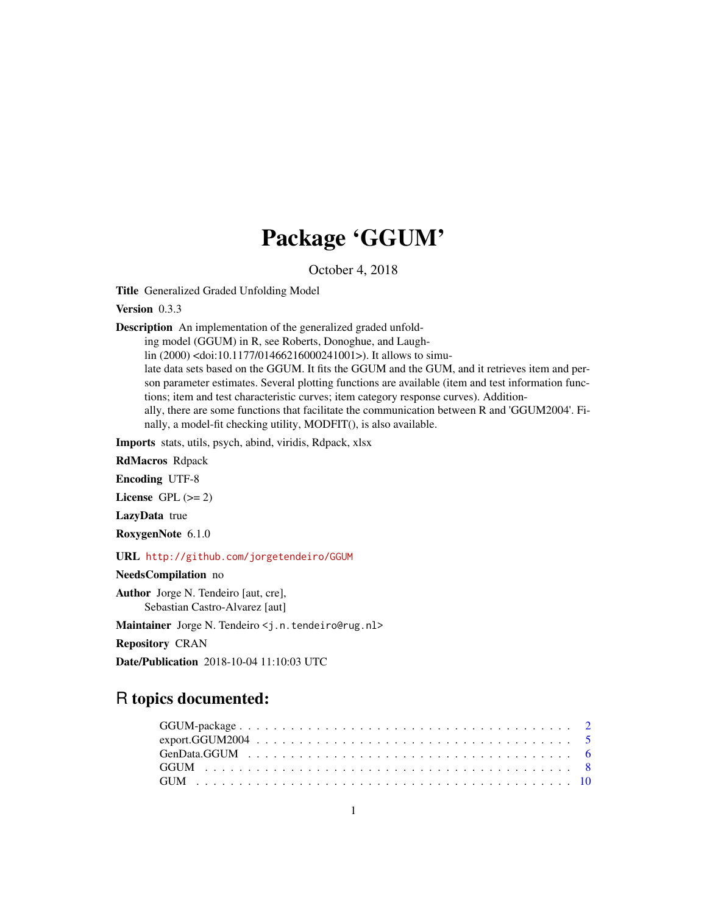# Package 'GGUM'

October 4, 2018

**Title** Generalized Graded Unfolding Model

**Version** 0.3.3

**Description** An implementation of the generalized graded unfolding model (GGUM) in R, see Roberts, Donoghue, and Laughlin (2000) <doi:10.1177/01466216000241001>). It allows to simulate data sets based on the GGUM. It fits the GGUM and the GUM, and it retrieves item and person parameter estimates. Several plotting functions are available (item and test information functions; item and test characteristic curves; item category response curves). Additionally, there are some functions that facilitate the communication between R and 'GGUM2004'. Finally, a model-fit checking utility, MODFIT(), is also available.

**Imports** stats, utils, psych, abind, viridis, Rdpack, xlsx

**RdMacros** Rdpack

**Encoding** UTF-8

**License** GPL (>= 2)

**LazyData** true

**RoxygenNote** 6.1.0

**URL** http://github.com/jorgetendeiro/GGUM

**NeedsCompilation** no

**Author** Jorge N. Tendeiro [aut, cre],
Sebastian Castro-Alvarez [aut]

**Maintainer** Jorge N. Tendeiro <j.n.tendeiro@rug.nl>

**Repository** CRAN

**Date/Publication** 2018-10-04 11:10:03 UTC

## R topics documented:

GGUM-package . . . . . . . . . . . . . . . . . . . . . . . . . . . . . . . . . . . . 2
export.GGUM2004 . . . . . . . . . . . . . . . . . . . . . . . . . . . . . . . . . . . 5
GenData.GGUM . . . . . . . . . . . . . . . . . . . . . . . . . . . . . . . . . . . . 6
GGUM . . . . . . . . . . . . . . . . . . . . . . . . . . . . . . . . . . . . . . . . . 8
GUM . . . . . . . . . . . . . . . . . . . . . . . . . . . . . . . . . . . . . . . . . . 10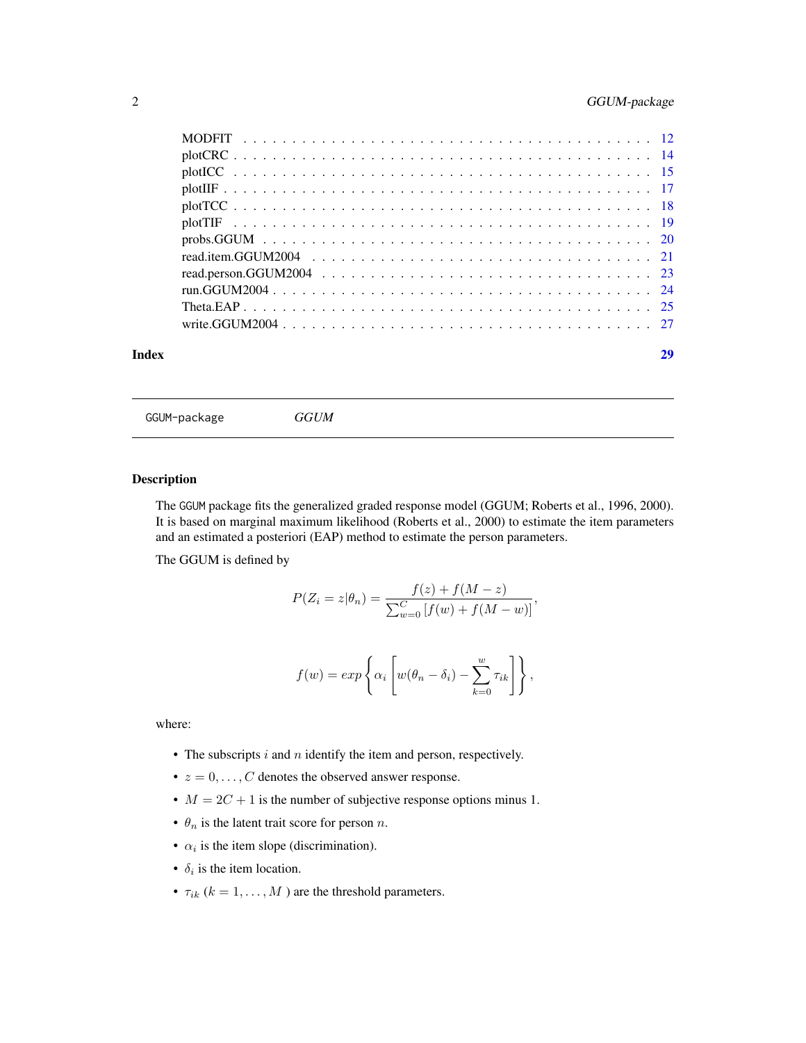| | |
|---|---|
| MODFIT | 12 |
| plotCRC | 14 |
| plotICC | 15 |
| plotIIF | 17 |
| plotTCC | 18 |
| plotTIF | 19 |
| probs.GGUM | 20 |
| read.item.GGUM2004 | 21 |
| read.person.GGUM2004 | 23 |
| run.GGUM2004 | 24 |
| Theta.EAP | 25 |
| write.GGUM2004 | 27 |

**Index** **29**

---

GGUM-package *GGUM*

---

## Description

The GGUM package fits the generalized graded response model (GGUM; Roberts et al., 1996, 2000). It is based on marginal maximum likelihood (Roberts et al., 2000) to estimate the item parameters and an estimated a posteriori (EAP) method to estimate the person parameters.

The GGUM is defined by

$$P(Z_i = z|\theta_n) = \frac{f(z) + f(M - z)}{\sum_{w=0}^{C}\left[f(w) + f(M - w)\right]},$$

$$f(w) = exp\left\{\alpha_i\left[w(\theta_n - \delta_i) - \sum_{k=0}^{w}\tau_{ik}\right]\right\},$$

where:

- The subscripts $i$ and $n$ identify the item and person, respectively.
- $z = 0, \ldots, C$ denotes the observed answer response.
- $M = 2C + 1$ is the number of subjective response options minus 1.
- $\theta_n$ is the latent trait score for person $n$.
- $\alpha_i$ is the item slope (discrimination).
- $\delta_i$ is the item location.
- $\tau_{ik}$ ($k = 1, \ldots, M$ ) are the threshold parameters.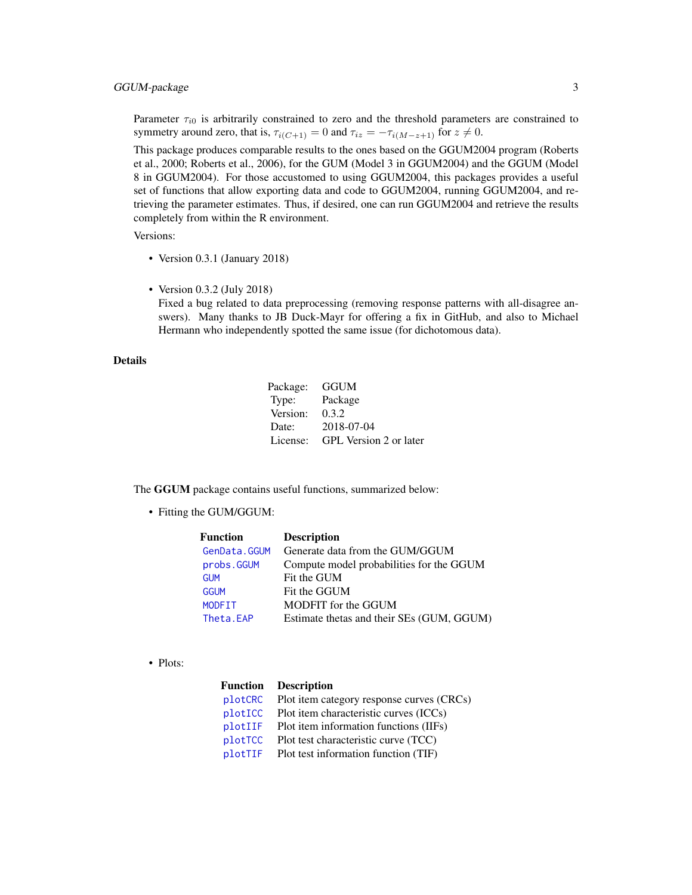Parameter $\tau_{i0}$ is arbitrarily constrained to zero and the threshold parameters are constrained to symmetry around zero, that is, $\tau_{i(C+1)} = 0$ and $\tau_{iz} = -\tau_{i(M-z+1)}$ for $z \neq 0$.

This package produces comparable results to the ones based on the GGUM2004 program (Roberts et al., 2000; Roberts et al., 2006), for the GUM (Model 3 in GGUM2004) and the GGUM (Model 8 in GGUM2004). For those accustomed to using GGUM2004, this packages provides a useful set of functions that allow exporting data and code to GGUM2004, running GGUM2004, and retrieving the parameter estimates. Thus, if desired, one can run GGUM2004 and retrieve the results completely from within the R environment.

Versions:

- Version 0.3.1 (January 2018)
- Version 0.3.2 (July 2018)
  Fixed a bug related to data preprocessing (removing response patterns with all-disagree answers). Many thanks to JB Duck-Mayr for offering a fix in GitHub, and also to Michael Hermann who independently spotted the same issue (for dichotomous data).

## Details

| | |
|---|---|
| Package: | GGUM |
| Type: | Package |
| Version: | 0.3.2 |
| Date: | 2018-07-04 |
| License: | GPL Version 2 or later |

The **GGUM** package contains useful functions, summarized below:

- Fitting the GUM/GGUM:

| Function | Description |
|---|---|
| GenData.GGUM | Generate data from the GUM/GGUM |
| probs.GGUM | Compute model probabilities for the GGUM |
| GUM | Fit the GUM |
| GGUM | Fit the GGUM |
| MODFIT | MODFIT for the GGUM |
| Theta.EAP | Estimate thetas and their SEs (GUM, GGUM) |

- Plots:

| Function | Description |
|---|---|
| plotCRC | Plot item category response curves (CRCs) |
| plotICC | Plot item characteristic curves (ICCs) |
| plotIIF | Plot item information functions (IIFs) |
| plotTCC | Plot test characteristic curve (TCC) |
| plotTIF | Plot test information function (TIF) |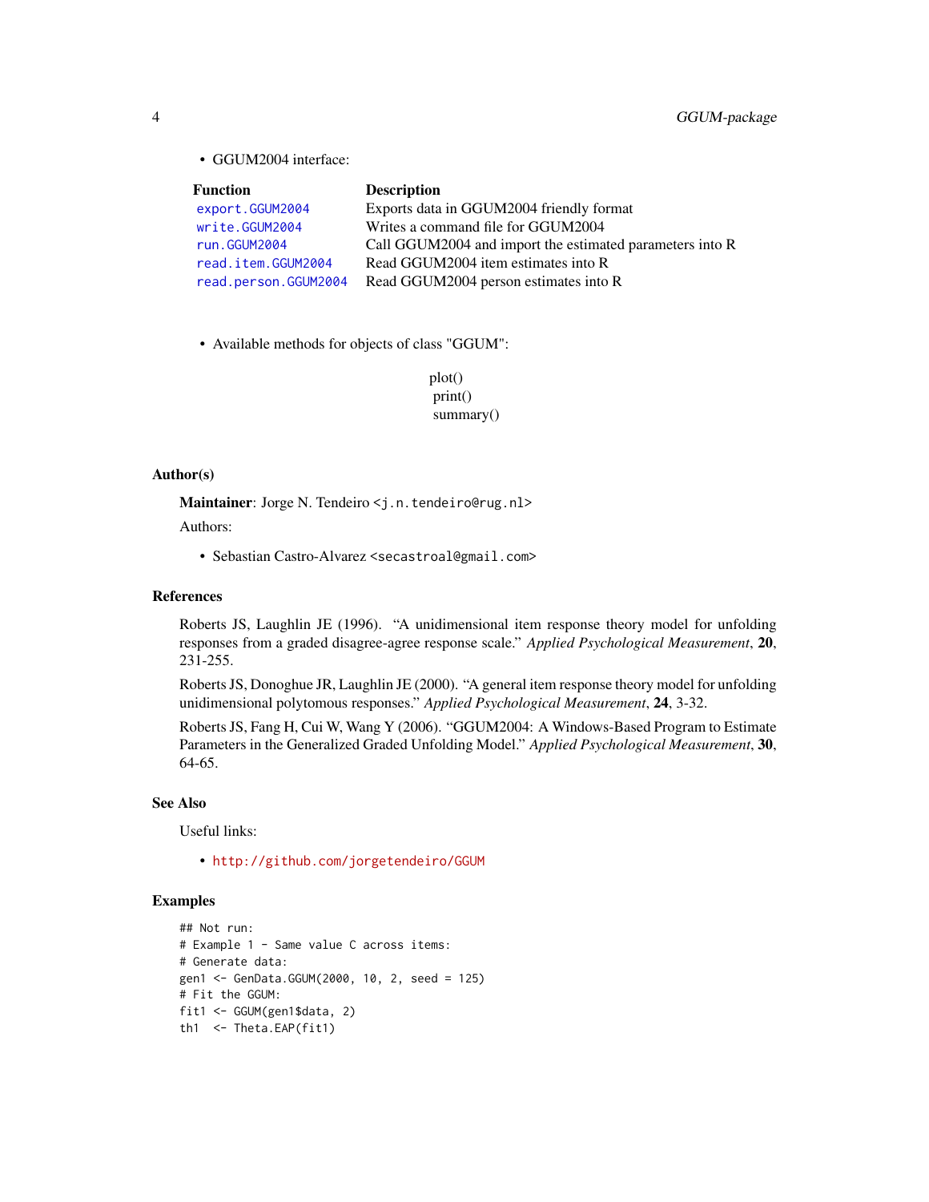- GGUM2004 interface:

| Function | Description |
| --- | --- |
| `export.GGUM2004` | Exports data in GGUM2004 friendly format |
| `write.GGUM2004` | Writes a command file for GGUM2004 |
| `run.GGUM2004` | Call GGUM2004 and import the estimated parameters into R |
| `read.item.GGUM2004` | Read GGUM2004 item estimates into R |
| `read.person.GGUM2004` | Read GGUM2004 person estimates into R |

- Available methods for objects of class "GGUM":

plot()
print()
summary()

### Author(s)

**Maintainer**: Jorge N. Tendeiro <j.n.tendeiro@rug.nl>

Authors:

- Sebastian Castro-Alvarez <secastroal@gmail.com>

### References

Roberts JS, Laughlin JE (1996). "A unidimensional item response theory model for unfolding responses from a graded disagree-agree response scale." *Applied Psychological Measurement*, **20**, 231-255.

Roberts JS, Donoghue JR, Laughlin JE (2000). "A general item response theory model for unfolding unidimensional polytomous responses." *Applied Psychological Measurement*, **24**, 3-32.

Roberts JS, Fang H, Cui W, Wang Y (2006). "GGUM2004: A Windows-Based Program to Estimate Parameters in the Generalized Graded Unfolding Model." *Applied Psychological Measurement*, **30**, 64-65.

### See Also

Useful links:

- http://github.com/jorgetendeiro/GGUM

### Examples

```
## Not run:
# Example 1 - Same value C across items:
# Generate data:
gen1 <- GenData.GGUM(2000, 10, 2, seed = 125)
# Fit the GGUM:
fit1 <- GGUM(gen1$data, 2)
th1  <- Theta.EAP(fit1)
```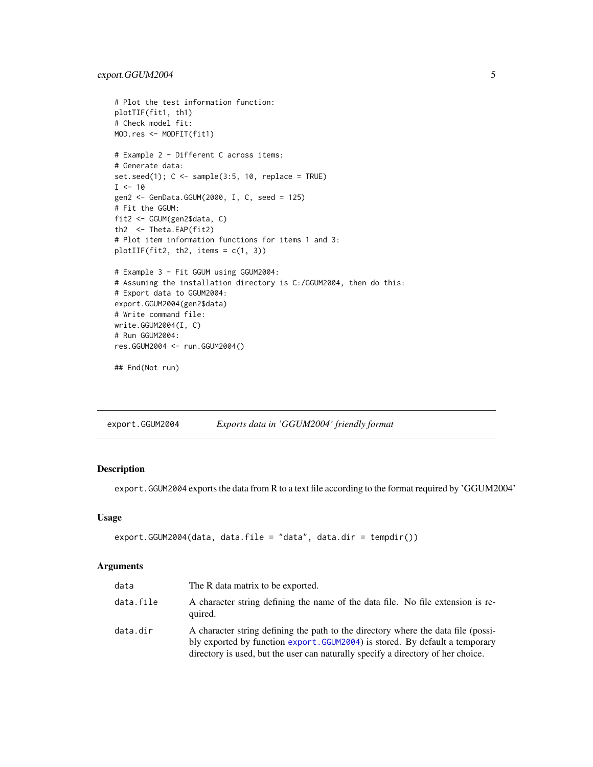```
# Plot the test information function:
plotTIF(fit1, th1)
# Check model fit:
MOD.res <- MODFIT(fit1)

# Example 2 - Different C across items:
# Generate data:
set.seed(1); C <- sample(3:5, 10, replace = TRUE)
I <- 10
gen2 <- GenData.GGUM(2000, I, C, seed = 125)
# Fit the GGUM:
fit2 <- GGUM(gen2$data, C)
th2  <- Theta.EAP(fit2)
# Plot item information functions for items 1 and 3:
plotIIF(fit2, th2, items = c(1, 3))

# Example 3 - Fit GGUM using GGUM2004:
# Assuming the installation directory is C:/GGUM2004, then do this:
# Export data to GGUM2004:
export.GGUM2004(gen2$data)
# Write command file:
write.GGUM2004(I, C)
# Run GGUM2004:
res.GGUM2004 <- run.GGUM2004()

## End(Not run)
```

## export.GGUM2004 *Exports data in 'GGUM2004' friendly format*

### Description

export.GGUM2004 exports the data from R to a text file according to the format required by 'GGUM2004'

### Usage

```
export.GGUM2004(data, data.file = "data", data.dir = tempdir())
```

### Arguments

| | |
|---|---|
| data | The R data matrix to be exported. |
| data.file | A character string defining the name of the data file. No file extension is required. |
| data.dir | A character string defining the path to the directory where the data file (possibly exported by function export.GGUM2004) is stored. By default a temporary directory is used, but the user can naturally specify a directory of her choice. |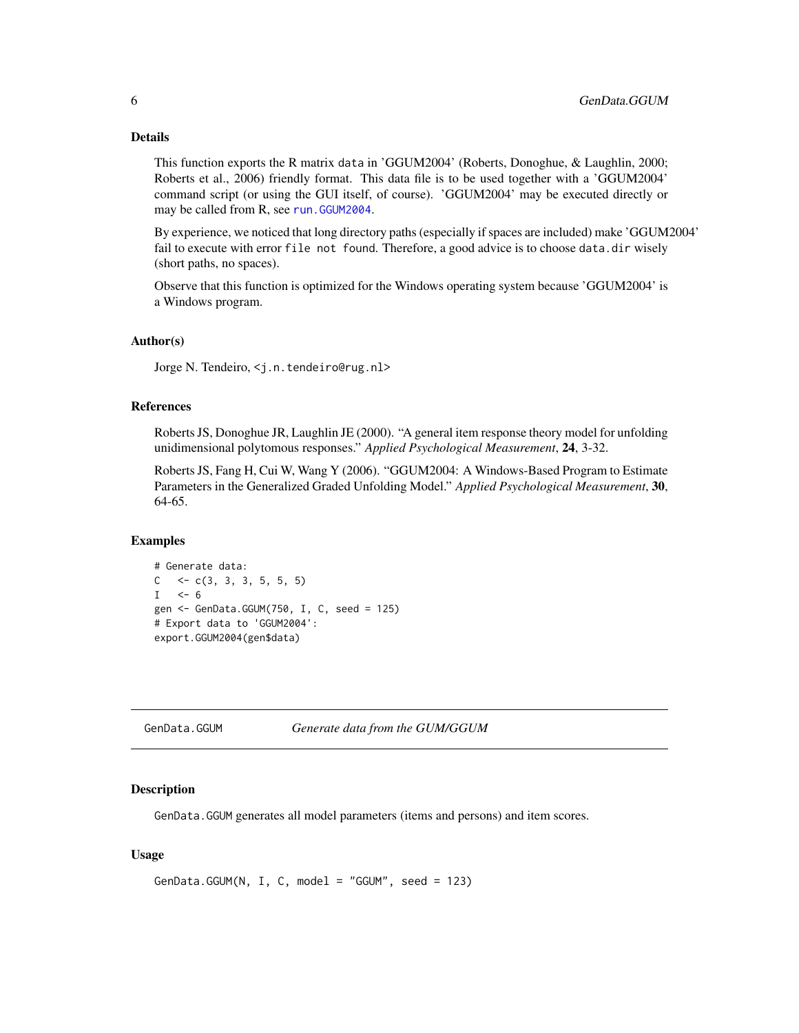### Details

This function exports the R matrix `data` in 'GGUM2004' (Roberts, Donoghue, & Laughlin, 2000; Roberts et al., 2006) friendly format. This data file is to be used together with a 'GGUM2004' command script (or using the GUI itself, of course). 'GGUM2004' may be executed directly or may be called from R, see `run.GGUM2004`.

By experience, we noticed that long directory paths (especially if spaces are included) make 'GGUM2004' fail to execute with error `file not found`. Therefore, a good advice is to choose `data.dir` wisely (short paths, no spaces).

Observe that this function is optimized for the Windows operating system because 'GGUM2004' is a Windows program.

### Author(s)

Jorge N. Tendeiro, <j.n.tendeiro@rug.nl>

### References

Roberts JS, Donoghue JR, Laughlin JE (2000). "A general item response theory model for unfolding unidimensional polytomous responses." *Applied Psychological Measurement*, **24**, 3-32.

Roberts JS, Fang H, Cui W, Wang Y (2006). "GGUM2004: A Windows-Based Program to Estimate Parameters in the Generalized Graded Unfolding Model." *Applied Psychological Measurement*, **30**, 64-65.

### Examples

```
# Generate data:
C   <- c(3, 3, 3, 5, 5, 5)
I   <- 6
gen <- GenData.GGUM(750, I, C, seed = 125)
# Export data to 'GGUM2004':
export.GGUM2004(gen$data)
```

---

## GenData.GGUM — *Generate data from the GUM/GGUM*

---

### Description

`GenData.GGUM` generates all model parameters (items and persons) and item scores.

### Usage

```
GenData.GGUM(N, I, C, model = "GGUM", seed = 123)
```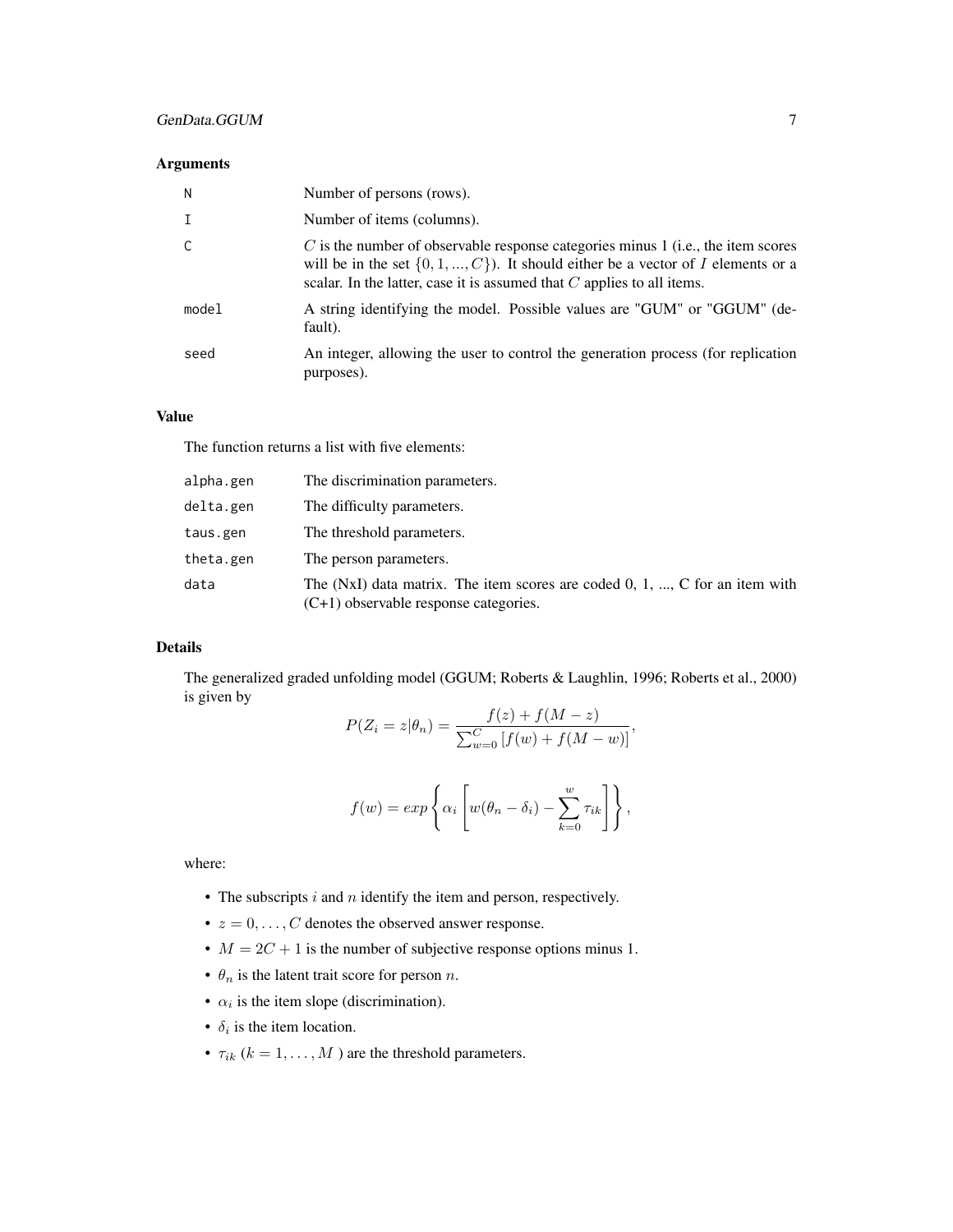### Arguments

| | |
|---|---|
| N | Number of persons (rows). |
| I | Number of items (columns). |
| C | $C$ is the number of observable response categories minus 1 (i.e., the item scores will be in the set $\{0, 1, ..., C\}$). It should either be a vector of $I$ elements or a scalar. In the latter, case it is assumed that $C$ applies to all items. |
| model | A string identifying the model. Possible values are "GUM" or "GGUM" (default). |
| seed | An integer, allowing the user to control the generation process (for replication purposes). |

### Value

The function returns a list with five elements:

| | |
|---|---|
| alpha.gen | The discrimination parameters. |
| delta.gen | The difficulty parameters. |
| taus.gen | The threshold parameters. |
| theta.gen | The person parameters. |
| data | The (NxI) data matrix. The item scores are coded 0, 1, ..., C for an item with (C+1) observable response categories. |

### Details

The generalized graded unfolding model (GGUM; Roberts & Laughlin, 1996; Roberts et al., 2000) is given by

$$P(Z_i = z|\theta_n) = \frac{f(z) + f(M-z)}{\sum_{w=0}^{C}\left[f(w) + f(M-w)\right]},$$

$$f(w) = exp\left\{\alpha_i\left[w(\theta_n - \delta_i) - \sum_{k=0}^{w}\tau_{ik}\right]\right\},$$

where:

- The subscripts $i$ and $n$ identify the item and person, respectively.
- $z = 0, \ldots, C$ denotes the observed answer response.
- $M = 2C + 1$ is the number of subjective response options minus 1.
- $\theta_n$ is the latent trait score for person $n$.
- $\alpha_i$ is the item slope (discrimination).
- $\delta_i$ is the item location.
- $\tau_{ik}$ ($k = 1, \ldots, M$ ) are the threshold parameters.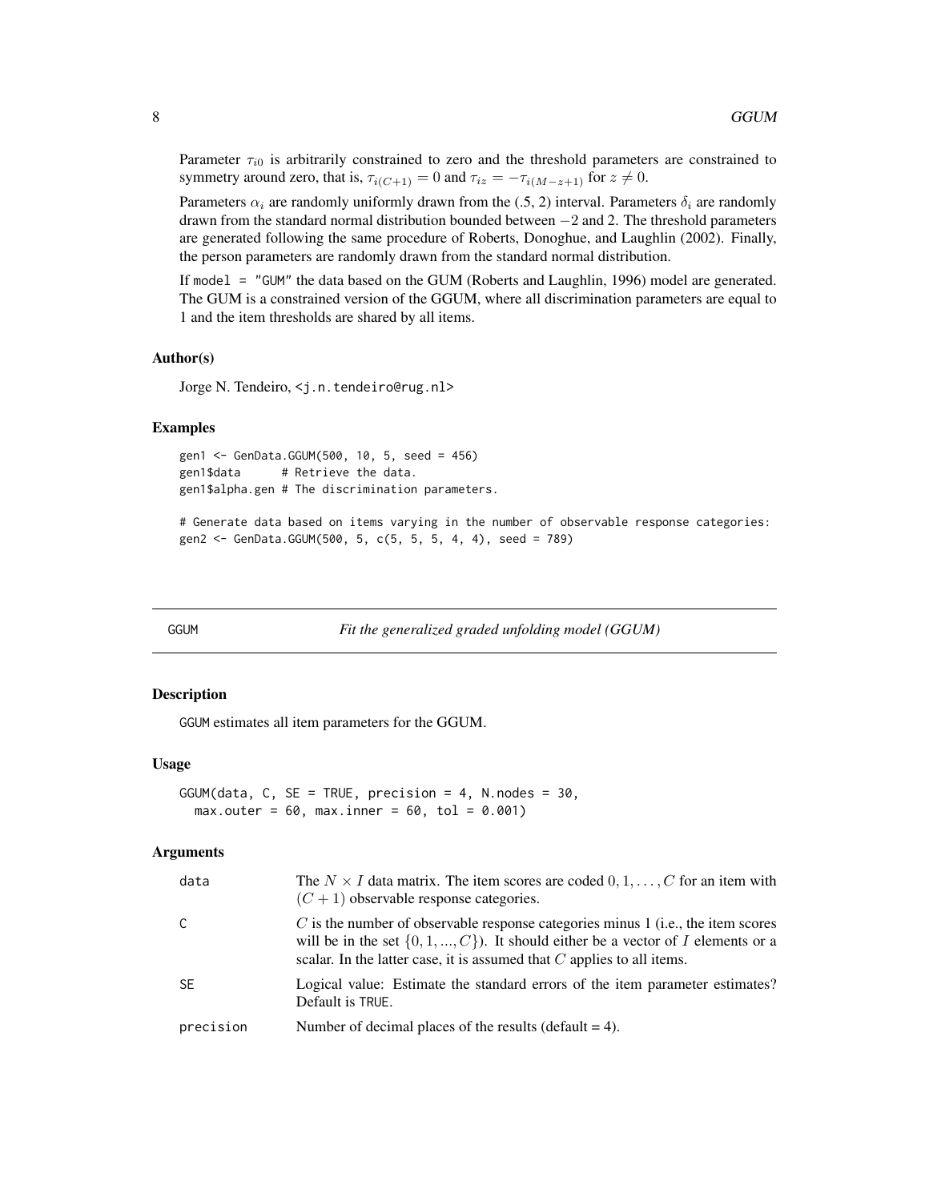Parameter $\tau_{i0}$ is arbitrarily constrained to zero and the threshold parameters are constrained to symmetry around zero, that is, $\tau_{i(C+1)} = 0$ and $\tau_{iz} = -\tau_{i(M-z+1)}$ for $z \neq 0$.

Parameters $\alpha_i$ are randomly uniformly drawn from the (.5, 2) interval. Parameters $\delta_i$ are randomly drawn from the standard normal distribution bounded between $-2$ and 2. The threshold parameters are generated following the same procedure of Roberts, Donoghue, and Laughlin (2002). Finally, the person parameters are randomly drawn from the standard normal distribution.

If `model = "GUM"` the data based on the GUM (Roberts and Laughlin, 1996) model are generated. The GUM is a constrained version of the GGUM, where all discrimination parameters are equal to 1 and the item thresholds are shared by all items.

### Author(s)

Jorge N. Tendeiro, <j.n.tendeiro@rug.nl>

### Examples

```
gen1 <- GenData.GGUM(500, 10, 5, seed = 456)
gen1$data      # Retrieve the data.
gen1$alpha.gen # The discrimination parameters.

# Generate data based on items varying in the number of observable response categories:
gen2 <- GenData.GGUM(500, 5, c(5, 5, 5, 4, 4), seed = 789)
```

---

## GGUM — *Fit the generalized graded unfolding model (GGUM)*

---

### Description

GGUM estimates all item parameters for the GGUM.

### Usage

```
GGUM(data, C, SE = TRUE, precision = 4, N.nodes = 30,
  max.outer = 60, max.inner = 60, tol = 0.001)
```

### Arguments

| | |
|---|---|
| data | The $N \times I$ data matrix. The item scores are coded $0, 1, \ldots, C$ for an item with $(C+1)$ observable response categories. |
| C | $C$ is the number of observable response categories minus 1 (i.e., the item scores will be in the set $\{0, 1, ..., C\}$). It should either be a vector of $I$ elements or a scalar. In the latter case, it is assumed that $C$ applies to all items. |
| SE | Logical value: Estimate the standard errors of the item parameter estimates? Default is TRUE. |
| precision | Number of decimal places of the results (default = 4). |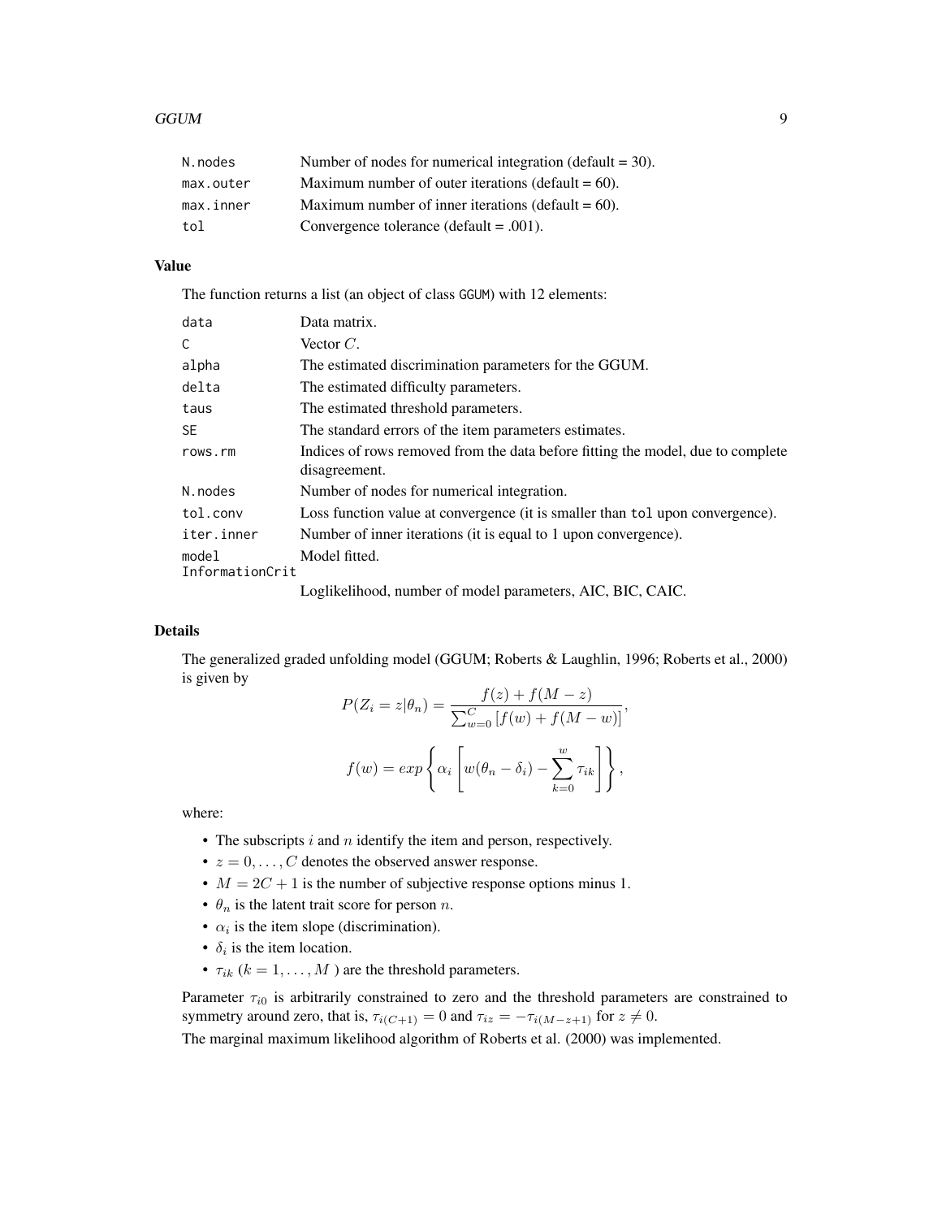| | |
|---|---|
| N.nodes | Number of nodes for numerical integration (default = 30). |
| max.outer | Maximum number of outer iterations (default = 60). |
| max.inner | Maximum number of inner iterations (default = 60). |
| tol | Convergence tolerance (default = .001). |

### Value

The function returns a list (an object of class GGUM) with 12 elements:

| | |
|---|---|
| data | Data matrix. |
| C | Vector $C$. |
| alpha | The estimated discrimination parameters for the GGUM. |
| delta | The estimated difficulty parameters. |
| taus | The estimated threshold parameters. |
| SE | The standard errors of the item parameters estimates. |
| rows.rm | Indices of rows removed from the data before fitting the model, due to complete disagreement. |
| N.nodes | Number of nodes for numerical integration. |
| tol.conv | Loss function value at convergence (it is smaller than tol upon convergence). |
| iter.inner | Number of inner iterations (it is equal to 1 upon convergence). |
| model | Model fitted. |
| InformationCrit | Loglikelihood, number of model parameters, AIC, BIC, CAIC. |

### Details

The generalized graded unfolding model (GGUM; Roberts & Laughlin, 1996; Roberts et al., 2000) is given by

$$P(Z_i = z|\theta_n) = \frac{f(z) + f(M - z)}{\sum_{w=0}^{C} [f(w) + f(M - w)]},$$

$$f(w) = exp\left\{\alpha_i\left[w(\theta_n - \delta_i) - \sum_{k=0}^{w} \tau_{ik}\right]\right\},$$

where:

- The subscripts $i$ and $n$ identify the item and person, respectively.
- $z = 0, \ldots, C$ denotes the observed answer response.
- $M = 2C + 1$ is the number of subjective response options minus 1.
- $\theta_n$ is the latent trait score for person $n$.
- $\alpha_i$ is the item slope (discrimination).
- $\delta_i$ is the item location.
- $\tau_{ik}$ ($k = 1, \ldots, M$ ) are the threshold parameters.

Parameter $\tau_{i0}$ is arbitrarily constrained to zero and the threshold parameters are constrained to symmetry around zero, that is, $\tau_{i(C+1)} = 0$ and $\tau_{iz} = -\tau_{i(M-z+1)}$ for $z \neq 0$.

The marginal maximum likelihood algorithm of Roberts et al. (2000) was implemented.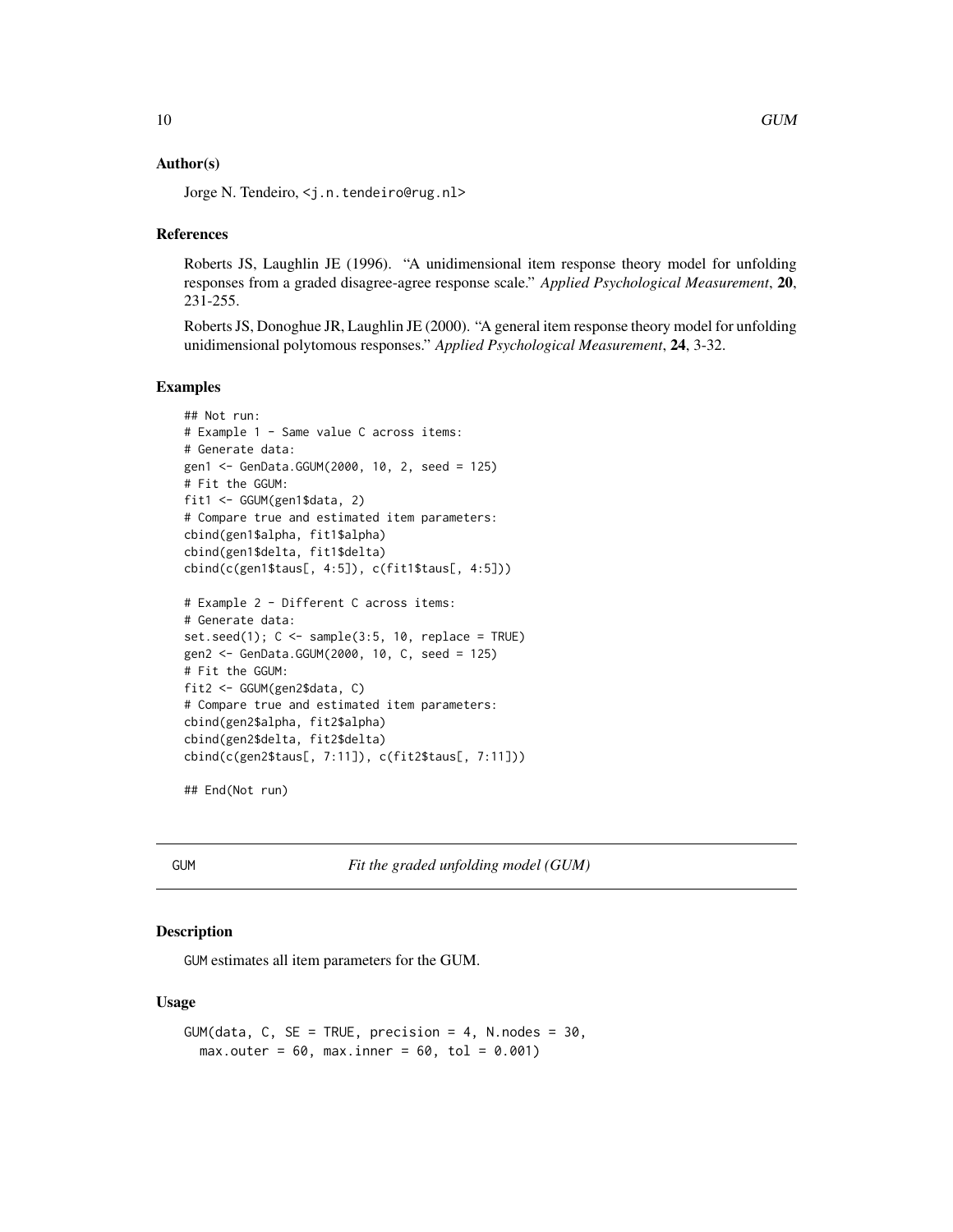### Author(s)

Jorge N. Tendeiro, <j.n.tendeiro@rug.nl>

### References

Roberts JS, Laughlin JE (1996). "A unidimensional item response theory model for unfolding responses from a graded disagree-agree response scale." *Applied Psychological Measurement*, **20**, 231-255.

Roberts JS, Donoghue JR, Laughlin JE (2000). "A general item response theory model for unfolding unidimensional polytomous responses." *Applied Psychological Measurement*, **24**, 3-32.

### Examples

```
## Not run:
# Example 1 - Same value C across items:
# Generate data:
gen1 <- GenData.GGUM(2000, 10, 2, seed = 125)
# Fit the GGUM:
fit1 <- GGUM(gen1$data, 2)
# Compare true and estimated item parameters:
cbind(gen1$alpha, fit1$alpha)
cbind(gen1$delta, fit1$delta)
cbind(c(gen1$taus[, 4:5]), c(fit1$taus[, 4:5]))

# Example 2 - Different C across items:
# Generate data:
set.seed(1); C <- sample(3:5, 10, replace = TRUE)
gen2 <- GenData.GGUM(2000, 10, C, seed = 125)
# Fit the GGUM:
fit2 <- GGUM(gen2$data, C)
# Compare true and estimated item parameters:
cbind(gen2$alpha, fit2$alpha)
cbind(gen2$delta, fit2$delta)
cbind(c(gen2$taus[, 7:11]), c(fit2$taus[, 7:11]))

## End(Not run)
```

---

## GUM *Fit the graded unfolding model (GUM)*

### Description

GUM estimates all item parameters for the GUM.

### Usage

```
GUM(data, C, SE = TRUE, precision = 4, N.nodes = 30,
  max.outer = 60, max.inner = 60, tol = 0.001)
```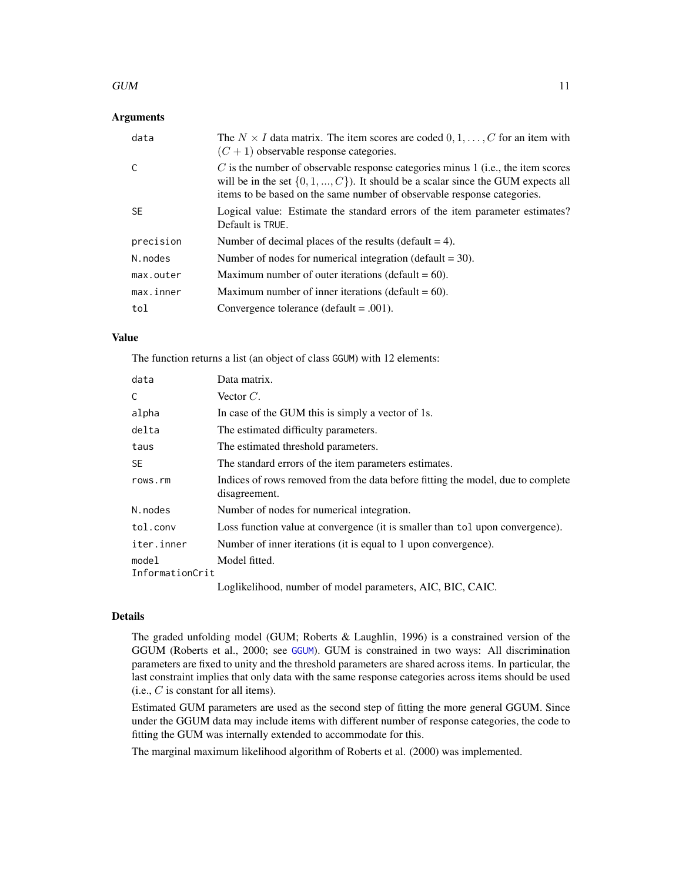## Arguments

| | |
|---|---|
| `data` | The $N \times I$ data matrix. The item scores are coded $0, 1, \ldots, C$ for an item with $(C + 1)$ observable response categories. |
| `C` | $C$ is the number of observable response categories minus 1 (i.e., the item scores will be in the set $\{0, 1, ..., C\}$). It should be a scalar since the GUM expects all items to be based on the same number of observable response categories. |
| `SE` | Logical value: Estimate the standard errors of the item parameter estimates? Default is `TRUE`. |
| `precision` | Number of decimal places of the results (default = 4). |
| `N.nodes` | Number of nodes for numerical integration (default = 30). |
| `max.outer` | Maximum number of outer iterations (default = 60). |
| `max.inner` | Maximum number of inner iterations (default = 60). |
| `tol` | Convergence tolerance (default = .001). |

## Value

The function returns a list (an object of class `GGUM`) with 12 elements:

| | |
|---|---|
| `data` | Data matrix. |
| `C` | Vector $C$. |
| `alpha` | In case of the GUM this is simply a vector of 1s. |
| `delta` | The estimated difficulty parameters. |
| `taus` | The estimated threshold parameters. |
| `SE` | The standard errors of the item parameters estimates. |
| `rows.rm` | Indices of rows removed from the data before fitting the model, due to complete disagreement. |
| `N.nodes` | Number of nodes for numerical integration. |
| `tol.conv` | Loss function value at convergence (it is smaller than `tol` upon convergence). |
| `iter.inner` | Number of inner iterations (it is equal to 1 upon convergence). |
| `model` | Model fitted. |
| `InformationCrit` | Loglikelihood, number of model parameters, AIC, BIC, CAIC. |

## Details

The graded unfolding model (GUM; Roberts & Laughlin, 1996) is a constrained version of the GGUM (Roberts et al., 2000; see GGUM). GUM is constrained in two ways: All discrimination parameters are fixed to unity and the threshold parameters are shared across items. In particular, the last constraint implies that only data with the same response categories across items should be used (i.e., $C$ is constant for all items).

Estimated GUM parameters are used as the second step of fitting the more general GGUM. Since under the GGUM data may include items with different number of response categories, the code to fitting the GUM was internally extended to accommodate for this.

The marginal maximum likelihood algorithm of Roberts et al. (2000) was implemented.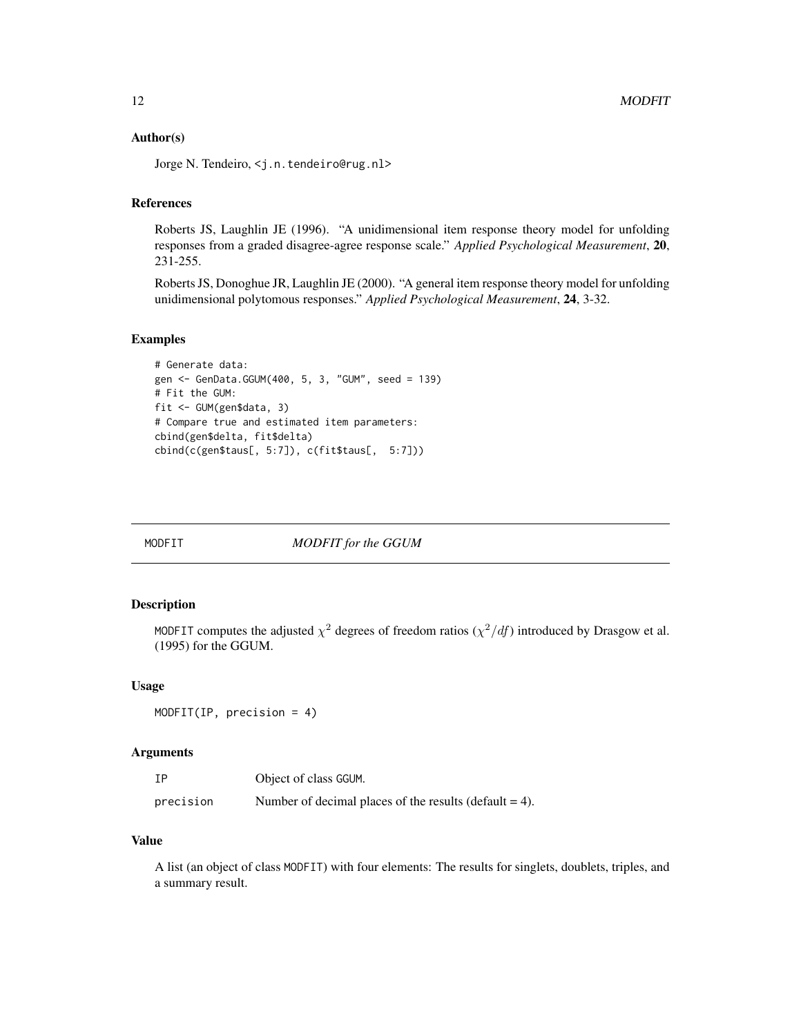### Author(s)

Jorge N. Tendeiro, <j.n.tendeiro@rug.nl>

### References

Roberts JS, Laughlin JE (1996). "A unidimensional item response theory model for unfolding responses from a graded disagree-agree response scale." *Applied Psychological Measurement*, **20**, 231-255.

Roberts JS, Donoghue JR, Laughlin JE (2000). "A general item response theory model for unfolding unidimensional polytomous responses." *Applied Psychological Measurement*, **24**, 3-32.

### Examples

```
# Generate data:
gen <- GenData.GGUM(400, 5, 3, "GUM", seed = 139)
# Fit the GUM:
fit <- GUM(gen$data, 3)
# Compare true and estimated item parameters:
cbind(gen$delta, fit$delta)
cbind(c(gen$taus[, 5:7]), c(fit$taus[,  5:7]))
```

---

## MODFIT — *MODFIT for the GGUM*

### Description

MODFIT computes the adjusted $\chi^2$ degrees of freedom ratios ($\chi^2/df$) introduced by Drasgow et al. (1995) for the GGUM.

### Usage

```
MODFIT(IP, precision = 4)
```

### Arguments

| | |
|---|---|
| IP | Object of class GGUM. |
| precision | Number of decimal places of the results (default = 4). |

### Value

A list (an object of class MODFIT) with four elements: The results for singlets, doublets, triples, and a summary result.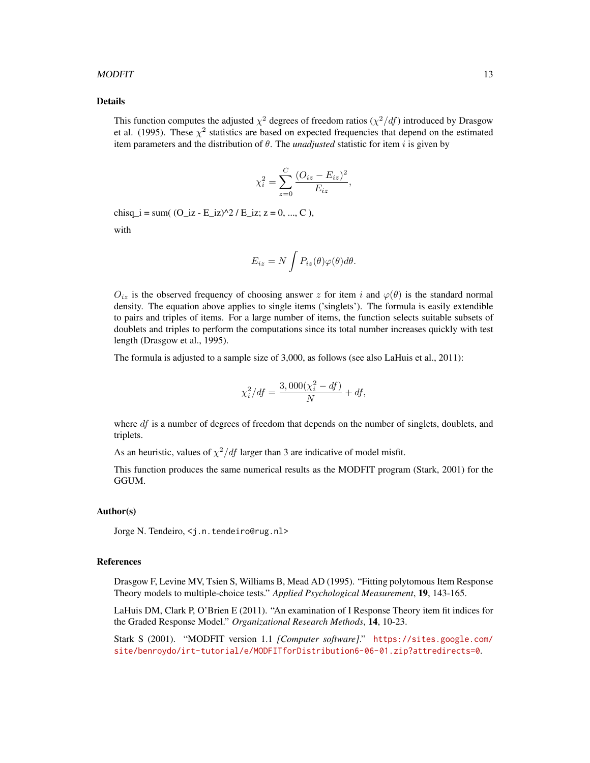### Details

This function computes the adjusted $\chi^2$ degrees of freedom ratios ($\chi^2/df$) introduced by Drasgow et al. (1995). These $\chi^2$ statistics are based on expected frequencies that depend on the estimated item parameters and the distribution of $\theta$. The *unadjusted* statistic for item $i$ is given by

$$\chi_i^2 = \sum_{z=0}^{C} \frac{(O_{iz} - E_{iz})^2}{E_{iz}},$$

chisq_i = sum( (O_iz - E_iz)^2 / E_iz; z = 0, ..., C ),

with

$$E_{iz} = N \int P_{iz}(\theta)\varphi(\theta)d\theta.$$

$O_{iz}$ is the observed frequency of choosing answer $z$ for item $i$ and $\varphi(\theta)$ is the standard normal density. The equation above applies to single items ('singlets'). The formula is easily extendible to pairs and triples of items. For a large number of items, the function selects suitable subsets of doublets and triples to perform the computations since its total number increases quickly with test length (Drasgow et al., 1995).

The formula is adjusted to a sample size of 3,000, as follows (see also LaHuis et al., 2011):

$$\chi_i^2/df = \frac{3,000(\chi_i^2 - df)}{N} + df,$$

where $df$ is a number of degrees of freedom that depends on the number of singlets, doublets, and triplets.

As an heuristic, values of $\chi^2/df$ larger than 3 are indicative of model misfit.

This function produces the same numerical results as the MODFIT program (Stark, 2001) for the GGUM.

### Author(s)

Jorge N. Tendeiro, <j.n.tendeiro@rug.nl>

### References

Drasgow F, Levine MV, Tsien S, Williams B, Mead AD (1995). "Fitting polytomous Item Response Theory models to multiple-choice tests." *Applied Psychological Measurement*, **19**, 143-165.

LaHuis DM, Clark P, O'Brien E (2011). "An examination of I Response Theory item fit indices for the Graded Response Model." *Organizational Research Methods*, **14**, 10-23.

Stark S (2001). "MODFIT version 1.1 *[Computer software]*." https://sites.google.com/site/benroydo/irt-tutorial/e/MODFITforDistribution6-06-01.zip?attredirects=0.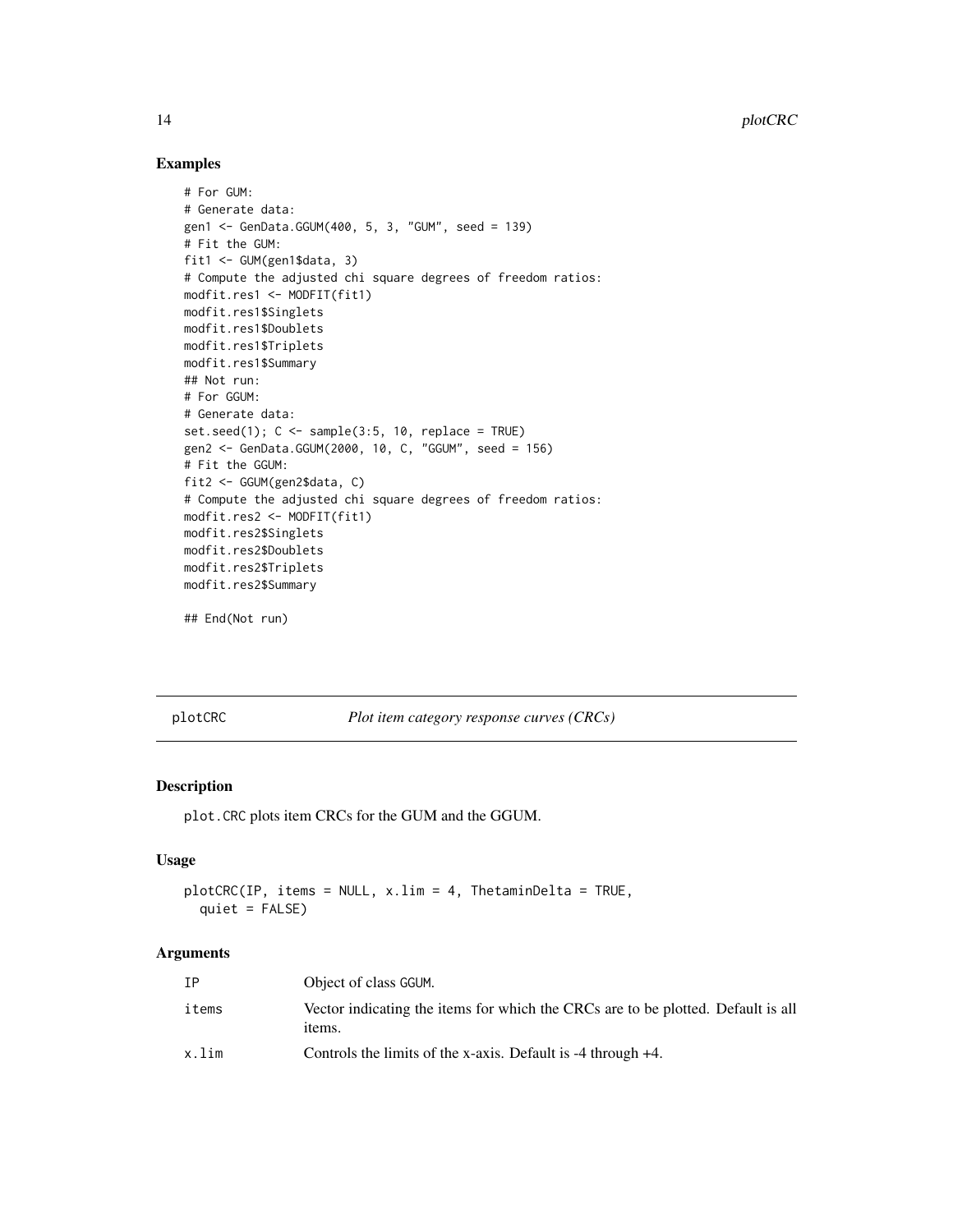## Examples

```
# For GUM:
# Generate data:
gen1 <- GenData.GGUM(400, 5, 3, "GUM", seed = 139)
# Fit the GUM:
fit1 <- GUM(gen1$data, 3)
# Compute the adjusted chi square degrees of freedom ratios:
modfit.res1 <- MODFIT(fit1)
modfit.res1$Singlets
modfit.res1$Doublets
modfit.res1$Triplets
modfit.res1$Summary
## Not run:
# For GGUM:
# Generate data:
set.seed(1); C <- sample(3:5, 10, replace = TRUE)
gen2 <- GenData.GGUM(2000, 10, C, "GGUM", seed = 156)
# Fit the GGUM:
fit2 <- GGUM(gen2$data, C)
# Compute the adjusted chi square degrees of freedom ratios:
modfit.res2 <- MODFIT(fit1)
modfit.res2$Singlets
modfit.res2$Doublets
modfit.res2$Triplets
modfit.res2$Summary

## End(Not run)
```

---

# plotCRC *Plot item category response curves (CRCs)*

---

## Description

plot.CRC plots item CRCs for the GUM and the GGUM.

## Usage

```
plotCRC(IP, items = NULL, x.lim = 4, ThetaminDelta = TRUE,
  quiet = FALSE)
```

## Arguments

| | |
|---|---|
| IP | Object of class GGUM. |
| items | Vector indicating the items for which the CRCs are to be plotted. Default is all items. |
| x.lim | Controls the limits of the x-axis. Default is -4 through +4. |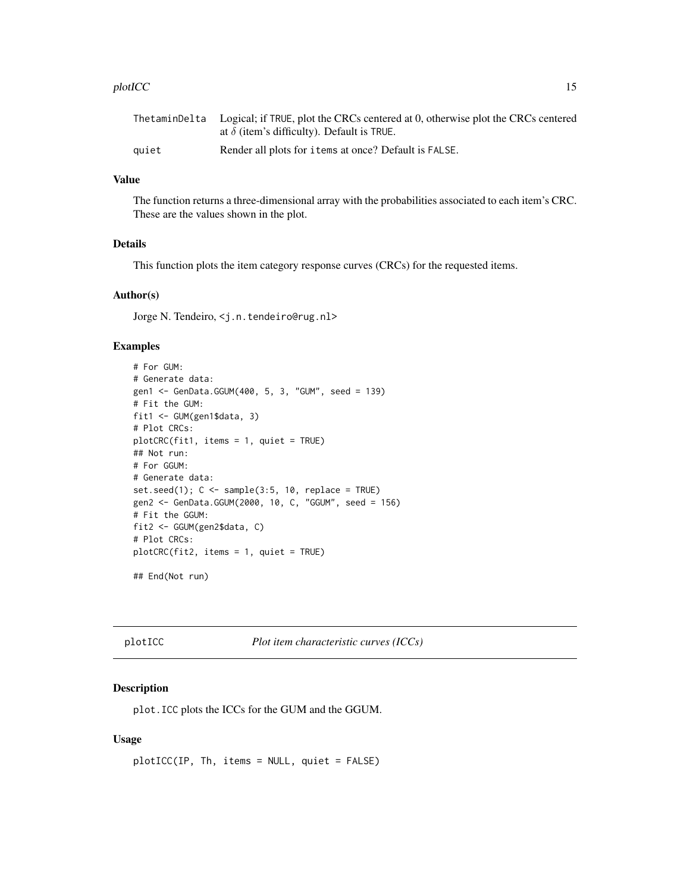| | |
|---|---|
| ThetaminDelta | Logical; if TRUE, plot the CRCs centered at 0, otherwise plot the CRCs centered at $\delta$ (item's difficulty). Default is TRUE. |
| quiet | Render all plots for items at once? Default is FALSE. |

### Value

The function returns a three-dimensional array with the probabilities associated to each item's CRC. These are the values shown in the plot.

### Details

This function plots the item category response curves (CRCs) for the requested items.

### Author(s)

Jorge N. Tendeiro, <j.n.tendeiro@rug.nl>

### Examples

```
# For GUM:
# Generate data:
gen1 <- GenData.GGUM(400, 5, 3, "GUM", seed = 139)
# Fit the GUM:
fit1 <- GUM(gen1$data, 3)
# Plot CRCs:
plotCRC(fit1, items = 1, quiet = TRUE)
## Not run:
# For GGUM:
# Generate data:
set.seed(1); C <- sample(3:5, 10, replace = TRUE)
gen2 <- GenData.GGUM(2000, 10, C, "GGUM", seed = 156)
# Fit the GGUM:
fit2 <- GGUM(gen2$data, C)
# Plot CRCs:
plotCRC(fit2, items = 1, quiet = TRUE)

## End(Not run)
```

## plotICC — *Plot item characteristic curves (ICCs)*

### Description

plot.ICC plots the ICCs for the GUM and the GGUM.

### Usage

```
plotICC(IP, Th, items = NULL, quiet = FALSE)
```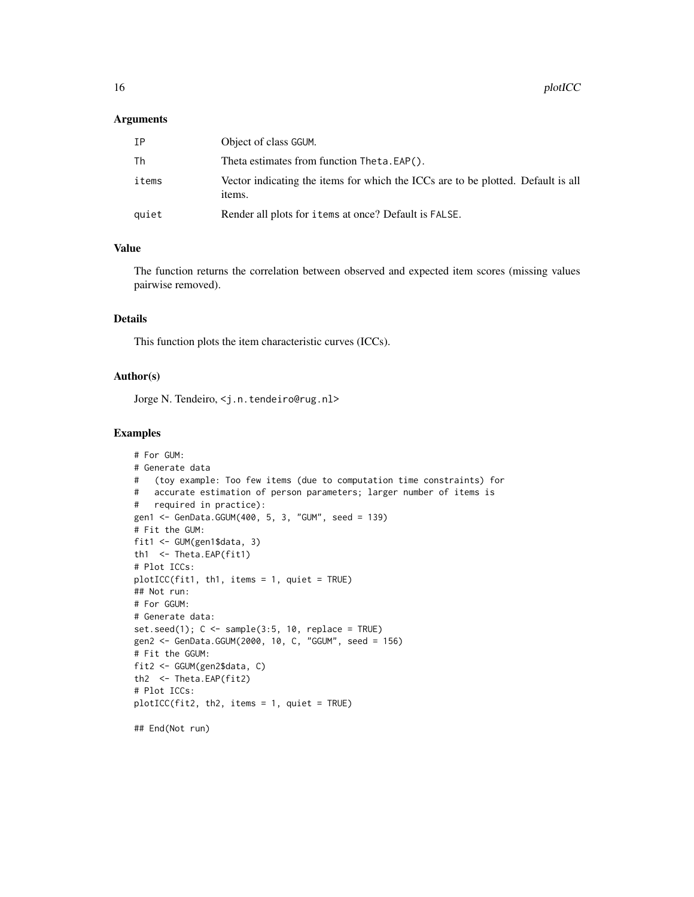### Arguments

| | |
|---|---|
| IP | Object of class GGUM. |
| Th | Theta estimates from function Theta.EAP(). |
| items | Vector indicating the items for which the ICCs are to be plotted. Default is all items. |
| quiet | Render all plots for items at once? Default is FALSE. |

### Value

The function returns the correlation between observed and expected item scores (missing values pairwise removed).

### Details

This function plots the item characteristic curves (ICCs).

### Author(s)

Jorge N. Tendeiro, <j.n.tendeiro@rug.nl>

### Examples

```
# For GUM:
# Generate data
#   (toy example: Too few items (due to computation time constraints) for
#   accurate estimation of person parameters; larger number of items is
#   required in practice):
gen1 <- GenData.GGUM(400, 5, 3, "GUM", seed = 139)
# Fit the GUM:
fit1 <- GUM(gen1$data, 3)
th1  <- Theta.EAP(fit1)
# Plot ICCs:
plotICC(fit1, th1, items = 1, quiet = TRUE)
## Not run:
# For GGUM:
# Generate data:
set.seed(1); C <- sample(3:5, 10, replace = TRUE)
gen2 <- GenData.GGUM(2000, 10, C, "GGUM", seed = 156)
# Fit the GGUM:
fit2 <- GGUM(gen2$data, C)
th2  <- Theta.EAP(fit2)
# Plot ICCs:
plotICC(fit2, th2, items = 1, quiet = TRUE)

## End(Not run)
```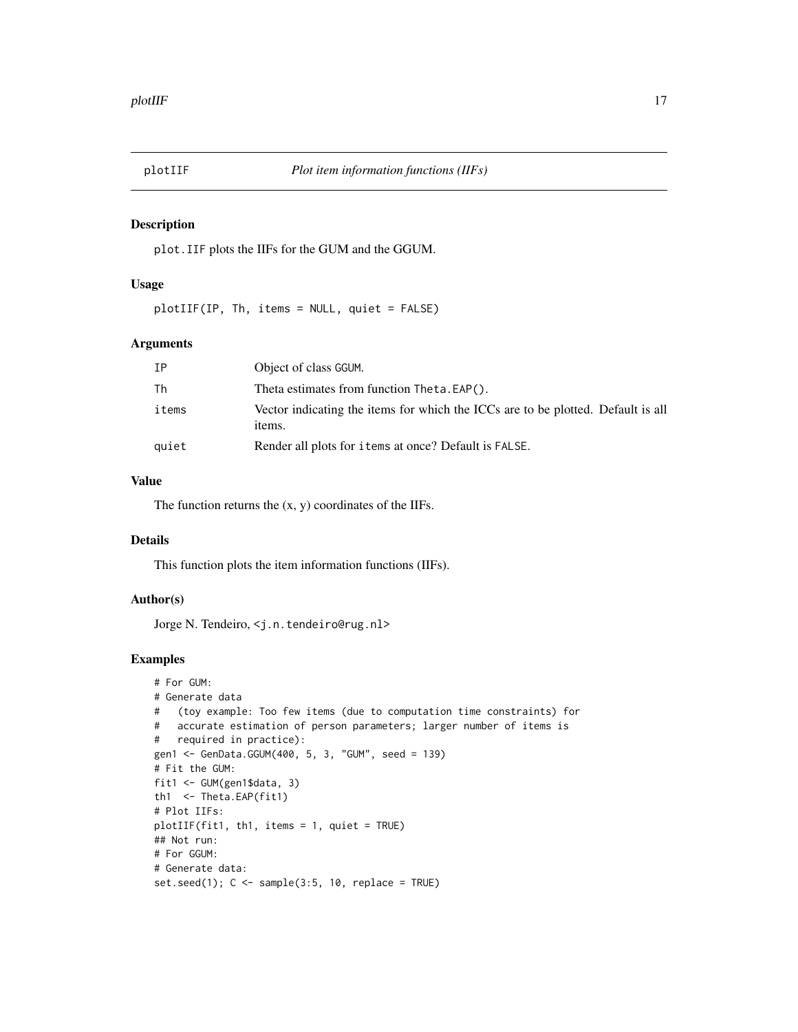# plotIIF — *Plot item information functions (IIFs)*

## Description

`plot.IIF` plots the IIFs for the GUM and the GGUM.

## Usage

```
plotIIF(IP, Th, items = NULL, quiet = FALSE)
```

## Arguments

| | |
|---|---|
| `IP` | Object of class `GGUM`. |
| `Th` | Theta estimates from function `Theta.EAP()`. |
| `items` | Vector indicating the items for which the ICCs are to be plotted. Default is all items. |
| `quiet` | Render all plots for `items` at once? Default is `FALSE`. |

## Value

The function returns the (x, y) coordinates of the IIFs.

## Details

This function plots the item information functions (IIFs).

## Author(s)

Jorge N. Tendeiro, `<j.n.tendeiro@rug.nl>`

## Examples

```
# For GUM:
# Generate data
#   (toy example: Too few items (due to computation time constraints) for
#   accurate estimation of person parameters; larger number of items is
#   required in practice):
gen1 <- GenData.GGUM(400, 5, 3, "GUM", seed = 139)
# Fit the GUM:
fit1 <- GUM(gen1$data, 3)
th1  <- Theta.EAP(fit1)
# Plot IIFs:
plotIIF(fit1, th1, items = 1, quiet = TRUE)
## Not run:
# For GGUM:
# Generate data:
set.seed(1); C <- sample(3:5, 10, replace = TRUE)
```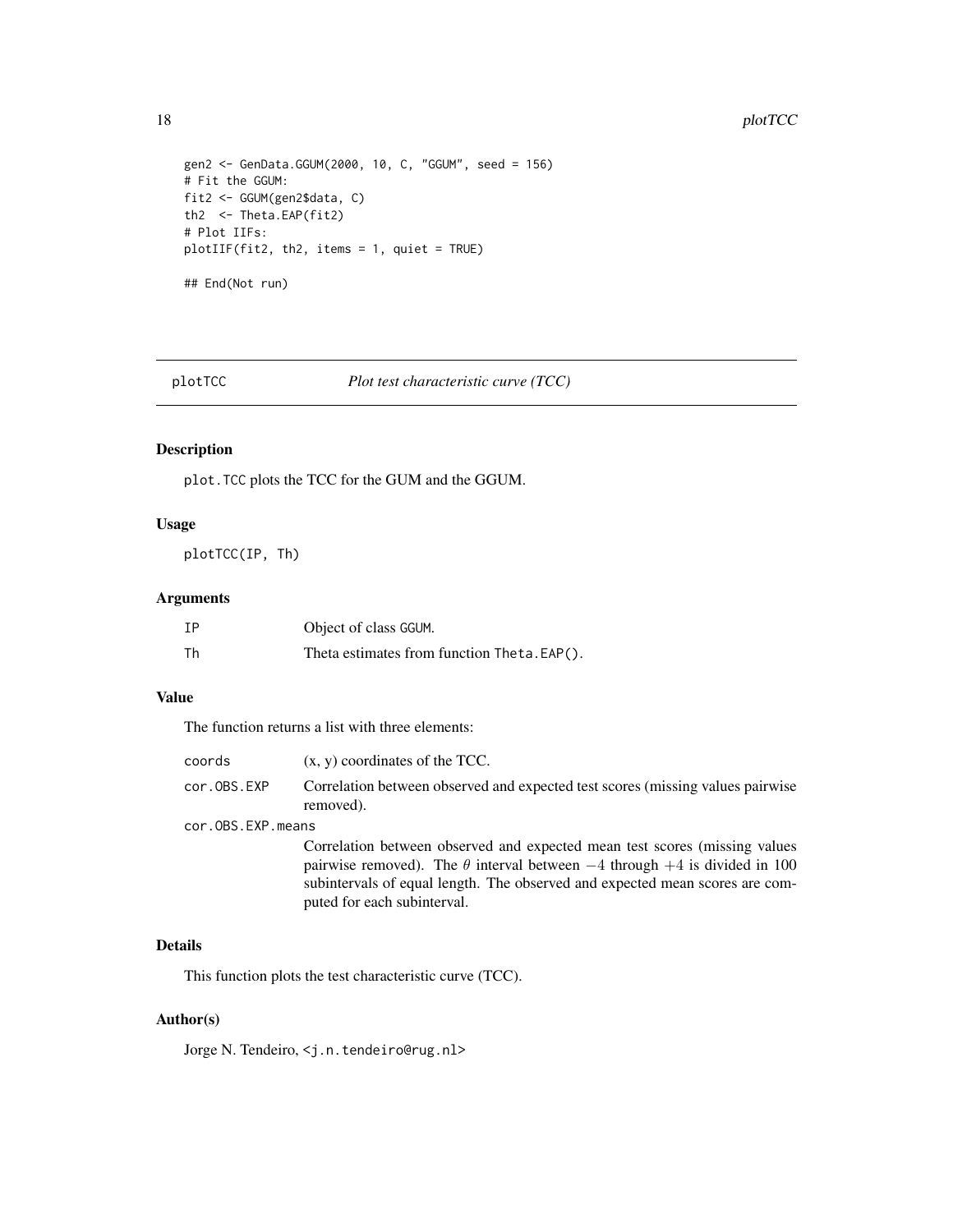```
gen2 <- GenData.GGUM(2000, 10, C, "GGUM", seed = 156)
# Fit the GGUM:
fit2 <- GGUM(gen2$data, C)
th2  <- Theta.EAP(fit2)
# Plot IIFs:
plotIIF(fit2, th2, items = 1, quiet = TRUE)

## End(Not run)
```

## plotTCC — *Plot test characteristic curve (TCC)*

### Description

plot.TCC plots the TCC for the GUM and the GGUM.

### Usage

```
plotTCC(IP, Th)
```

### Arguments

| | |
|---|---|
| IP | Object of class GGUM. |
| Th | Theta estimates from function Theta.EAP(). |

### Value

The function returns a list with three elements:

| | |
|---|---|
| coords | (x, y) coordinates of the TCC. |
| cor.OBS.EXP | Correlation between observed and expected test scores (missing values pairwise removed). |
| cor.OBS.EXP.means | Correlation between observed and expected mean test scores (missing values pairwise removed). The $\theta$ interval between $-4$ through $+4$ is divided in 100 subintervals of equal length. The observed and expected mean scores are computed for each subinterval. |

### Details

This function plots the test characteristic curve (TCC).

### Author(s)

Jorge N. Tendeiro, <j.n.tendeiro@rug.nl>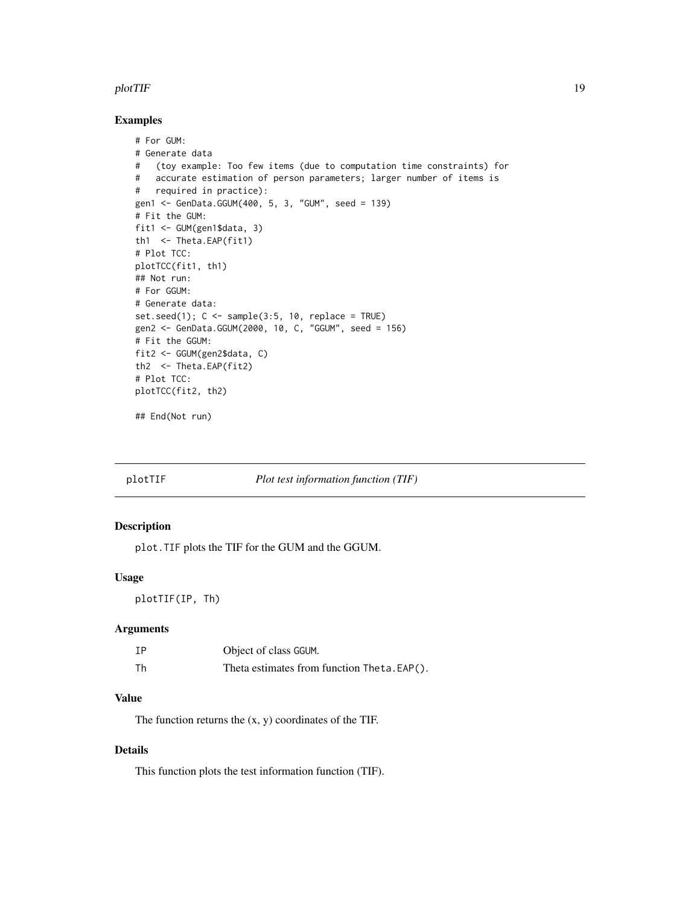### Examples

```
# For GUM:
# Generate data
#   (toy example: Too few items (due to computation time constraints) for
#   accurate estimation of person parameters; larger number of items is
#   required in practice):
gen1 <- GenData.GGUM(400, 5, 3, "GUM", seed = 139)
# Fit the GUM:
fit1 <- GUM(gen1$data, 3)
th1  <- Theta.EAP(fit1)
# Plot TCC:
plotTCC(fit1, th1)
## Not run:
# For GGUM:
# Generate data:
set.seed(1); C <- sample(3:5, 10, replace = TRUE)
gen2 <- GenData.GGUM(2000, 10, C, "GGUM", seed = 156)
# Fit the GGUM:
fit2 <- GGUM(gen2$data, C)
th2  <- Theta.EAP(fit2)
# Plot TCC:
plotTCC(fit2, th2)

## End(Not run)
```

---

## plotTIF *Plot test information function (TIF)*

---

### Description

`plot.TIF` plots the TIF for the GUM and the GGUM.

### Usage

```
plotTIF(IP, Th)
```

### Arguments

| | |
|---|---|
| `IP` | Object of class `GGUM`. |
| `Th` | Theta estimates from function `Theta.EAP()`. |

### Value

The function returns the (x, y) coordinates of the TIF.

### Details

This function plots the test information function (TIF).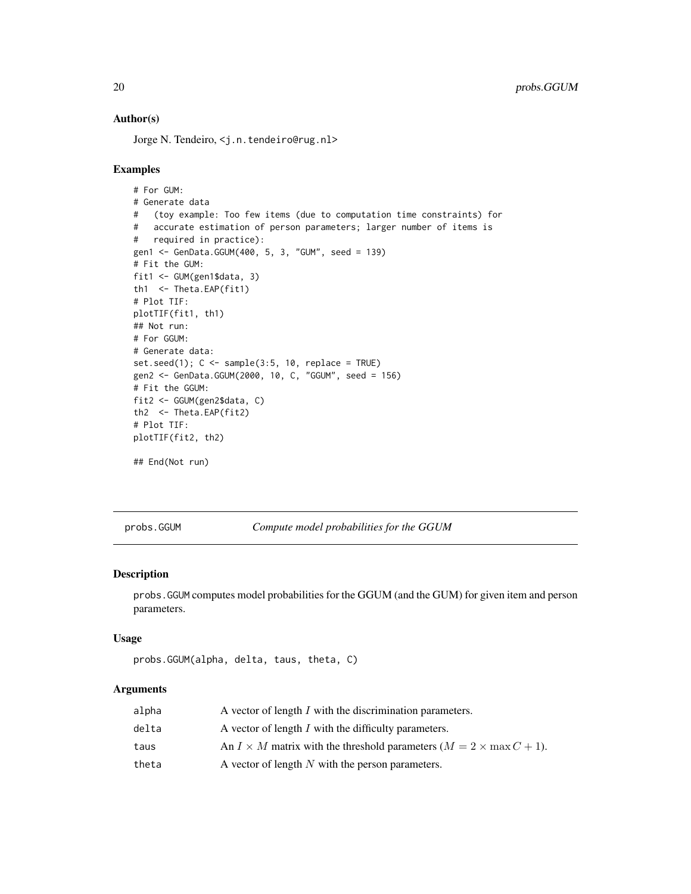## Author(s)

Jorge N. Tendeiro, <j.n.tendeiro@rug.nl>

## Examples

```
# For GUM:
# Generate data
#   (toy example: Too few items (due to computation time constraints) for
#   accurate estimation of person parameters; larger number of items is
#   required in practice):
gen1 <- GenData.GGUM(400, 5, 3, "GUM", seed = 139)
# Fit the GUM:
fit1 <- GUM(gen1$data, 3)
th1  <- Theta.EAP(fit1)
# Plot TIF:
plotTIF(fit1, th1)
## Not run:
# For GGUM:
# Generate data:
set.seed(1); C <- sample(3:5, 10, replace = TRUE)
gen2 <- GenData.GGUM(2000, 10, C, "GGUM", seed = 156)
# Fit the GGUM:
fit2 <- GGUM(gen2$data, C)
th2  <- Theta.EAP(fit2)
# Plot TIF:
plotTIF(fit2, th2)

## End(Not run)
```

---

# probs.GGUM — *Compute model probabilities for the GGUM*

## Description

probs.GGUM computes model probabilities for the GGUM (and the GUM) for given item and person parameters.

## Usage

```
probs.GGUM(alpha, delta, taus, theta, C)
```

## Arguments

| | |
|---|---|
| alpha | A vector of length $I$ with the discrimination parameters. |
| delta | A vector of length $I$ with the difficulty parameters. |
| taus | An $I \times M$ matrix with the threshold parameters ($M = 2 \times \max C + 1$). |
| theta | A vector of length $N$ with the person parameters. |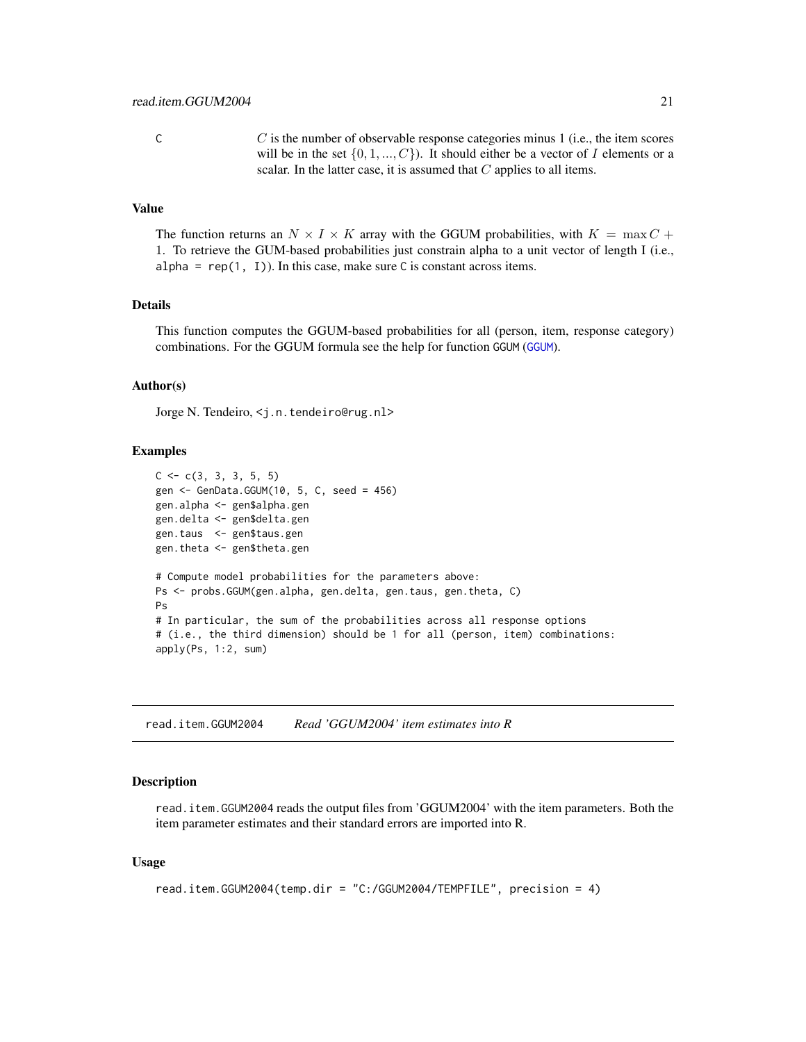C	$C$ is the number of observable response categories minus 1 (i.e., the item scores will be in the set $\{0, 1, ..., C\}$). It should either be a vector of $I$ elements or a scalar. In the latter case, it is assumed that $C$ applies to all items.

### Value

The function returns an $N \times I \times K$ array with the GGUM probabilities, with $K = \max C + 1$. To retrieve the GUM-based probabilities just constrain alpha to a unit vector of length I (i.e., `alpha = rep(1, I)`). In this case, make sure C is constant across items.

### Details

This function computes the GGUM-based probabilities for all (person, item, response category) combinations. For the GGUM formula see the help for function GGUM (GGUM).

### Author(s)

Jorge N. Tendeiro, <j.n.tendeiro@rug.nl>

### Examples

```
C <- c(3, 3, 3, 5, 5)
gen <- GenData.GGUM(10, 5, C, seed = 456)
gen.alpha <- gen$alpha.gen
gen.delta <- gen$delta.gen
gen.taus  <- gen$taus.gen
gen.theta <- gen$theta.gen

# Compute model probabilities for the parameters above:
Ps <- probs.GGUM(gen.alpha, gen.delta, gen.taus, gen.theta, C)
Ps
# In particular, the sum of the probabilities across all response options
# (i.e., the third dimension) should be 1 for all (person, item) combinations:
apply(Ps, 1:2, sum)
```

---

## read.item.GGUM2004 *Read 'GGUM2004' item estimates into R*

### Description

read.item.GGUM2004 reads the output files from 'GGUM2004' with the item parameters. Both the item parameter estimates and their standard errors are imported into R.

### Usage

```
read.item.GGUM2004(temp.dir = "C:/GGUM2004/TEMPFILE", precision = 4)
```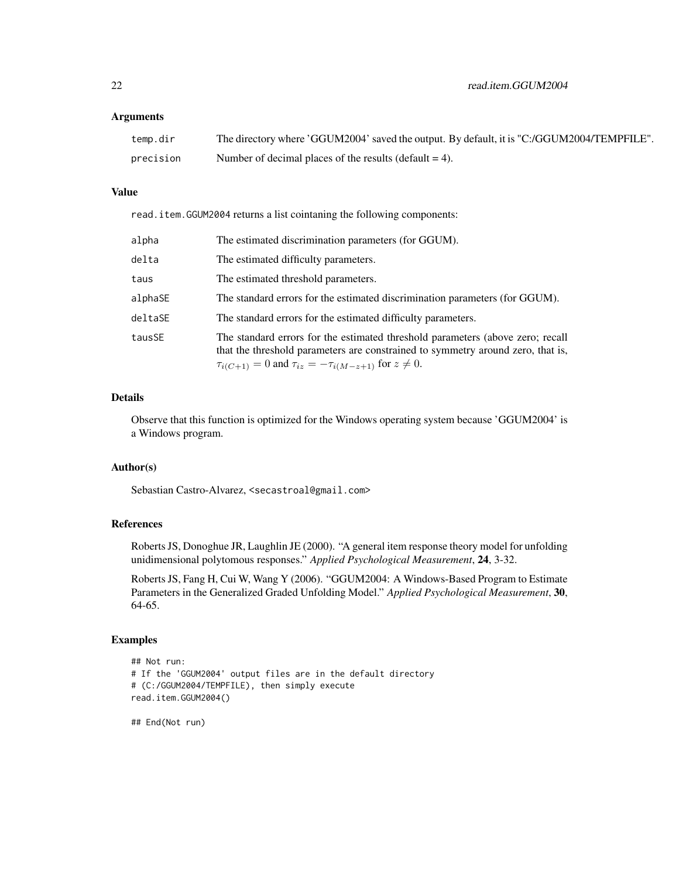### Arguments

| | |
|---|---|
| `temp.dir` | The directory where 'GGUM2004' saved the output. By default, it is "C:/GGUM2004/TEMPFILE". |
| `precision` | Number of decimal places of the results (default = 4). |

### Value

`read.item.GGUM2004` returns a list cointaning the following components:

| | |
|---|---|
| `alpha` | The estimated discrimination parameters (for GGUM). |
| `delta` | The estimated difficulty parameters. |
| `taus` | The estimated threshold parameters. |
| `alphaSE` | The standard errors for the estimated discrimination parameters (for GGUM). |
| `deltaSE` | The standard errors for the estimated difficulty parameters. |
| `tausSE` | The standard errors for the estimated threshold parameters (above zero; recall that the threshold parameters are constrained to symmetry around zero, that is, $\tau_{i(C+1)} = 0$ and $\tau_{iz} = -\tau_{i(M-z+1)}$ for $z \neq 0$. |

### Details

Observe that this function is optimized for the Windows operating system because 'GGUM2004' is a Windows program.

### Author(s)

Sebastian Castro-Alvarez, <secastroal@gmail.com>

### References

Roberts JS, Donoghue JR, Laughlin JE (2000). "A general item response theory model for unfolding unidimensional polytomous responses." *Applied Psychological Measurement*, **24**, 3-32.

Roberts JS, Fang H, Cui W, Wang Y (2006). "GGUM2004: A Windows-Based Program to Estimate Parameters in the Generalized Graded Unfolding Model." *Applied Psychological Measurement*, **30**, 64-65.

### Examples

```
## Not run:
# If the 'GGUM2004' output files are in the default directory
# (C:/GGUM2004/TEMPFILE), then simply execute
read.item.GGUM2004()

## End(Not run)
```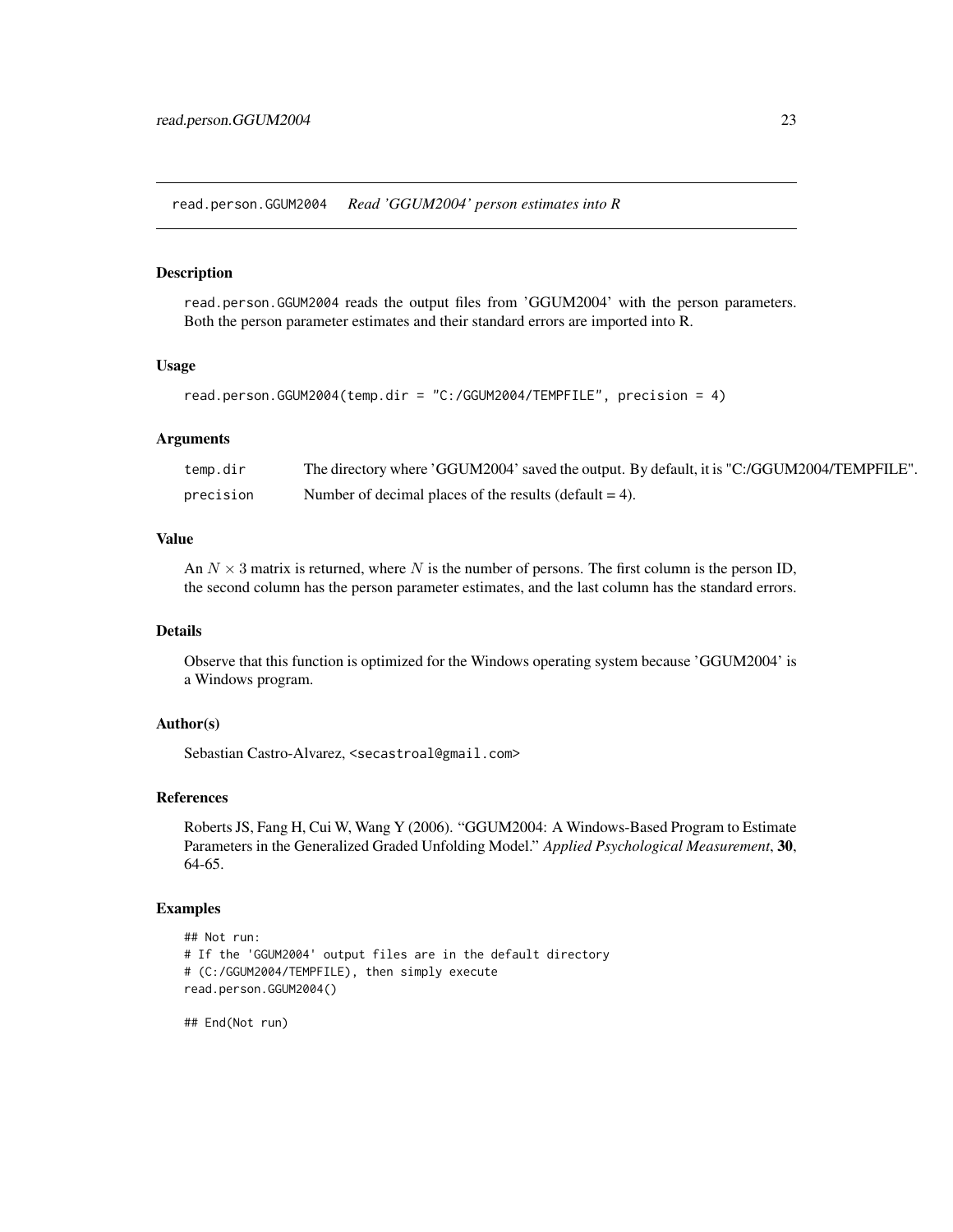# read.person.GGUM2004 — *Read 'GGUM2004' person estimates into R*

### Description

read.person.GGUM2004 reads the output files from 'GGUM2004' with the person parameters. Both the person parameter estimates and their standard errors are imported into R.

### Usage

```
read.person.GGUM2004(temp.dir = "C:/GGUM2004/TEMPFILE", precision = 4)
```

### Arguments

| | |
|---|---|
| temp.dir | The directory where 'GGUM2004' saved the output. By default, it is "C:/GGUM2004/TEMPFILE". |
| precision | Number of decimal places of the results (default = 4). |

### Value

An $N \times 3$ matrix is returned, where $N$ is the number of persons. The first column is the person ID, the second column has the person parameter estimates, and the last column has the standard errors.

### Details

Observe that this function is optimized for the Windows operating system because 'GGUM2004' is a Windows program.

### Author(s)

Sebastian Castro-Alvarez, <secastroal@gmail.com>

### References

Roberts JS, Fang H, Cui W, Wang Y (2006). "GGUM2004: A Windows-Based Program to Estimate Parameters in the Generalized Graded Unfolding Model." *Applied Psychological Measurement*, **30**, 64-65.

### Examples

```
## Not run:
# If the 'GGUM2004' output files are in the default directory
# (C:/GGUM2004/TEMPFILE), then simply execute
read.person.GGUM2004()

## End(Not run)
```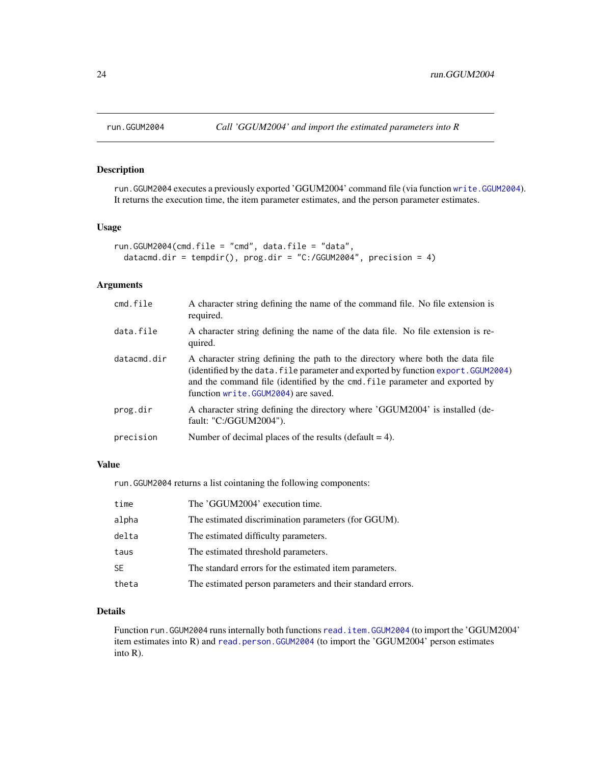`run.GGUM2004` *Call 'GGUM2004' and import the estimated parameters into R*

## Description

`run.GGUM2004` executes a previously exported 'GGUM2004' command file (via function `write.GGUM2004`). It returns the execution time, the item parameter estimates, and the person parameter estimates.

## Usage

```
run.GGUM2004(cmd.file = "cmd", data.file = "data",
  datacmd.dir = tempdir(), prog.dir = "C:/GGUM2004", precision = 4)
```

## Arguments

| | |
|---|---|
| `cmd.file` | A character string defining the name of the command file. No file extension is required. |
| `data.file` | A character string defining the name of the data file. No file extension is required. |
| `datacmd.dir` | A character string defining the path to the directory where both the data file (identified by the `data.file` parameter and exported by function `export.GGUM2004`) and the command file (identified by the `cmd.file` parameter and exported by function `write.GGUM2004`) are saved. |
| `prog.dir` | A character string defining the directory where 'GGUM2004' is installed (default: "C:/GGUM2004"). |
| `precision` | Number of decimal places of the results (default = 4). |

## Value

`run.GGUM2004` returns a list cointaning the following components:

| | |
|---|---|
| `time` | The 'GGUM2004' execution time. |
| `alpha` | The estimated discrimination parameters (for GGUM). |
| `delta` | The estimated difficulty parameters. |
| `taus` | The estimated threshold parameters. |
| `SE` | The standard errors for the estimated item parameters. |
| `theta` | The estimated person parameters and their standard errors. |

## Details

Function `run.GGUM2004` runs internally both functions `read.item.GGUM2004` (to import the 'GGUM2004' item estimates into R) and `read.person.GGUM2004` (to import the 'GGUM2004' person estimates into R).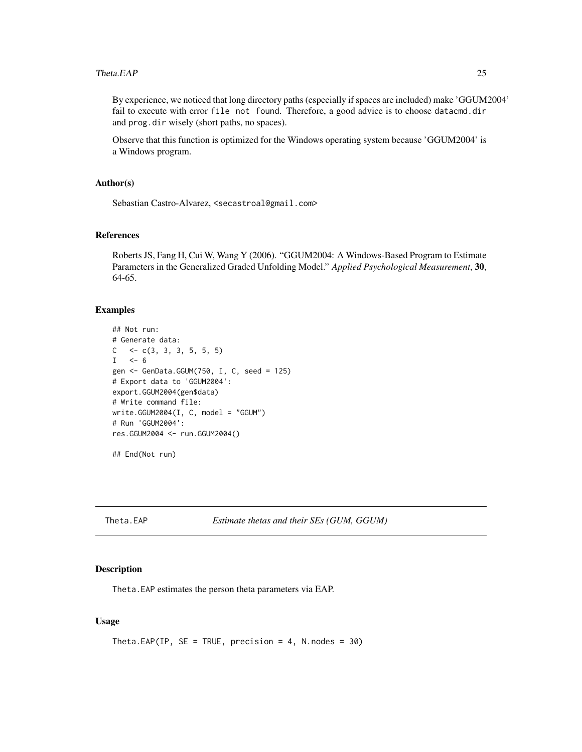By experience, we noticed that long directory paths (especially if spaces are included) make 'GGUM2004' fail to execute with error `file not found`. Therefore, a good advice is to choose `datacmd.dir` and `prog.dir` wisely (short paths, no spaces).

Observe that this function is optimized for the Windows operating system because 'GGUM2004' is a Windows program.

### Author(s)

Sebastian Castro-Alvarez, <secastroal@gmail.com>

### References

Roberts JS, Fang H, Cui W, Wang Y (2006). "GGUM2004: A Windows-Based Program to Estimate Parameters in the Generalized Graded Unfolding Model." *Applied Psychological Measurement*, **30**, 64-65.

### Examples

```
## Not run:
# Generate data:
C   <- c(3, 3, 3, 5, 5, 5)
I   <- 6
gen <- GenData.GGUM(750, I, C, seed = 125)
# Export data to 'GGUM2004':
export.GGUM2004(gen$data)
# Write command file:
write.GGUM2004(I, C, model = "GGUM")
# Run 'GGUM2004':
res.GGUM2004 <- run.GGUM2004()

## End(Not run)
```

---

## Theta.EAP — *Estimate thetas and their SEs (GUM, GGUM)*

---

### Description

`Theta.EAP` estimates the person theta parameters via EAP.

### Usage

```
Theta.EAP(IP, SE = TRUE, precision = 4, N.nodes = 30)
```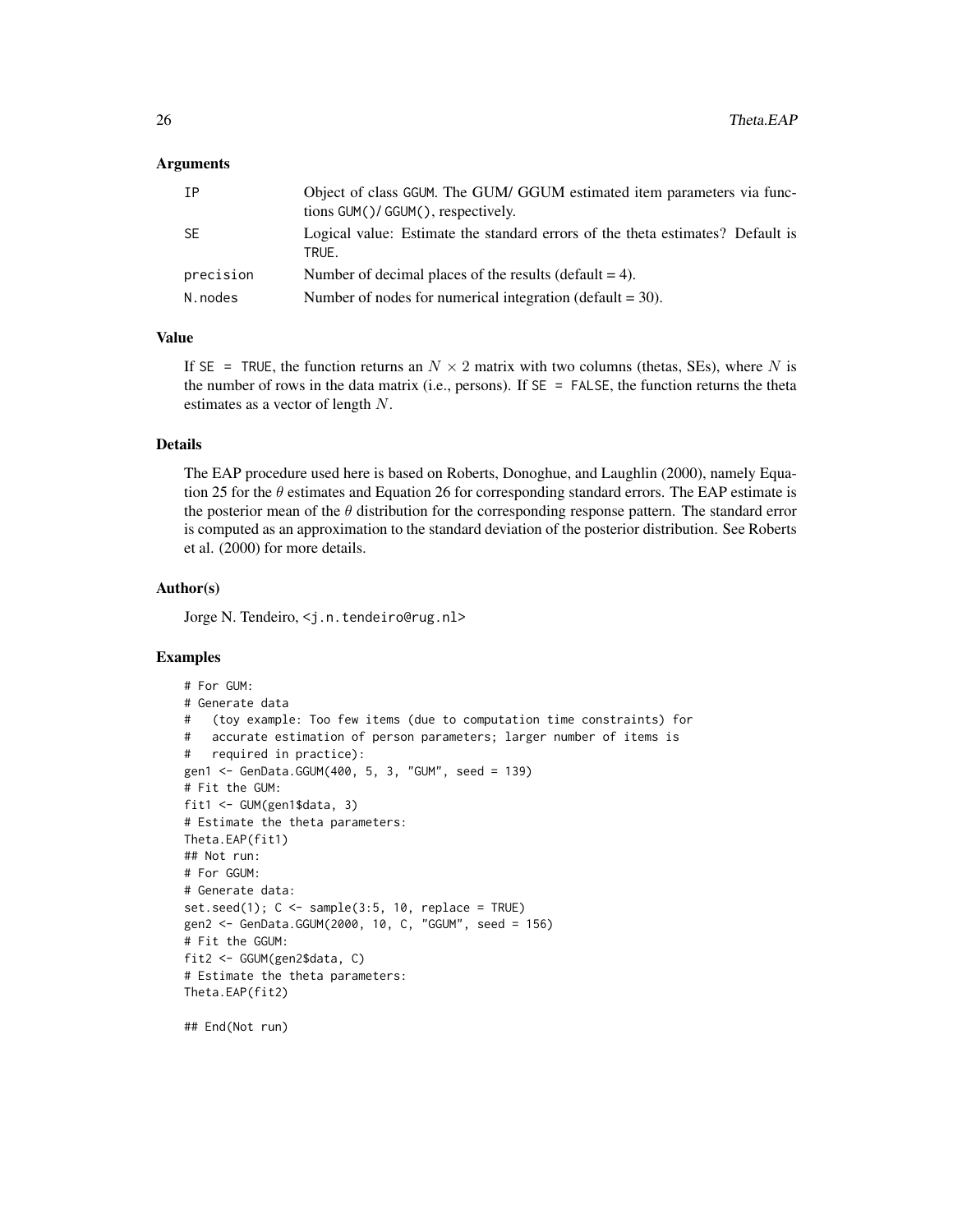### Arguments

| | |
|---|---|
| IP | Object of class GGUM. The GUM/ GGUM estimated item parameters via functions GUM()/ GGUM(), respectively. |
| SE | Logical value: Estimate the standard errors of the theta estimates? Default is TRUE. |
| precision | Number of decimal places of the results (default = 4). |
| N.nodes | Number of nodes for numerical integration (default = 30). |

### Value

If SE = TRUE, the function returns an $N \times 2$ matrix with two columns (thetas, SEs), where $N$ is the number of rows in the data matrix (i.e., persons). If SE = FALSE, the function returns the theta estimates as a vector of length $N$.

### Details

The EAP procedure used here is based on Roberts, Donoghue, and Laughlin (2000), namely Equation 25 for the $\theta$ estimates and Equation 26 for corresponding standard errors. The EAP estimate is the posterior mean of the $\theta$ distribution for the corresponding response pattern. The standard error is computed as an approximation to the standard deviation of the posterior distribution. See Roberts et al. (2000) for more details.

### Author(s)

Jorge N. Tendeiro, <j.n.tendeiro@rug.nl>

### Examples

```
# For GUM:
# Generate data
#   (toy example: Too few items (due to computation time constraints) for
#   accurate estimation of person parameters; larger number of items is
#   required in practice):
gen1 <- GenData.GGUM(400, 5, 3, "GUM", seed = 139)
# Fit the GUM:
fit1 <- GUM(gen1$data, 3)
# Estimate the theta parameters:
Theta.EAP(fit1)
## Not run:
# For GGUM:
# Generate data:
set.seed(1); C <- sample(3:5, 10, replace = TRUE)
gen2 <- GenData.GGUM(2000, 10, C, "GGUM", seed = 156)
# Fit the GGUM:
fit2 <- GGUM(gen2$data, C)
# Estimate the theta parameters:
Theta.EAP(fit2)

## End(Not run)
```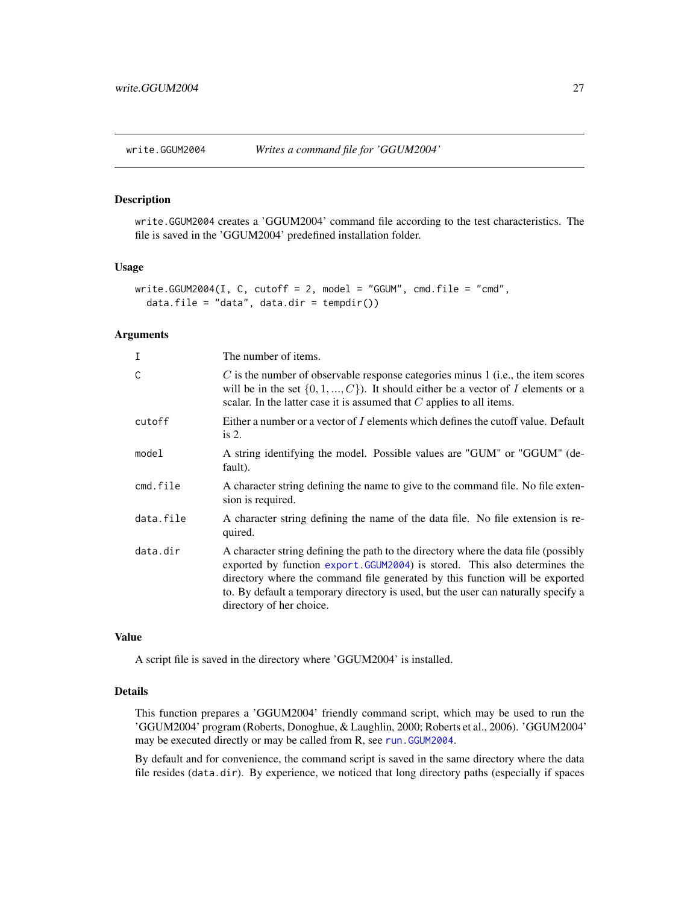# write.GGUM2004 — *Writes a command file for 'GGUM2004'*

## Description

write.GGUM2004 creates a 'GGUM2004' command file according to the test characteristics. The file is saved in the 'GGUM2004' predefined installation folder.

## Usage

```
write.GGUM2004(I, C, cutoff = 2, model = "GGUM", cmd.file = "cmd",
  data.file = "data", data.dir = tempdir())
```

## Arguments

| | |
|---|---|
| I | The number of items. |
| C | $C$ is the number of observable response categories minus 1 (i.e., the item scores will be in the set $\{0, 1, ..., C\}$). It should either be a vector of $I$ elements or a scalar. In the latter case it is assumed that $C$ applies to all items. |
| cutoff | Either a number or a vector of $I$ elements which defines the cutoff value. Default is 2. |
| model | A string identifying the model. Possible values are "GUM" or "GGUM" (default). |
| cmd.file | A character string defining the name to give to the command file. No file extension is required. |
| data.file | A character string defining the name of the data file. No file extension is required. |
| data.dir | A character string defining the path to the directory where the data file (possibly exported by function export.GGUM2004) is stored. This also determines the directory where the command file generated by this function will be exported to. By default a temporary directory is used, but the user can naturally specify a directory of her choice. |

## Value

A script file is saved in the directory where 'GGUM2004' is installed.

## Details

This function prepares a 'GGUM2004' friendly command script, which may be used to run the 'GGUM2004' program (Roberts, Donoghue, & Laughlin, 2000; Roberts et al., 2006). 'GGUM2004' may be executed directly or may be called from R, see run.GGUM2004.

By default and for convenience, the command script is saved in the same directory where the data file resides (data.dir). By experience, we noticed that long directory paths (especially if spaces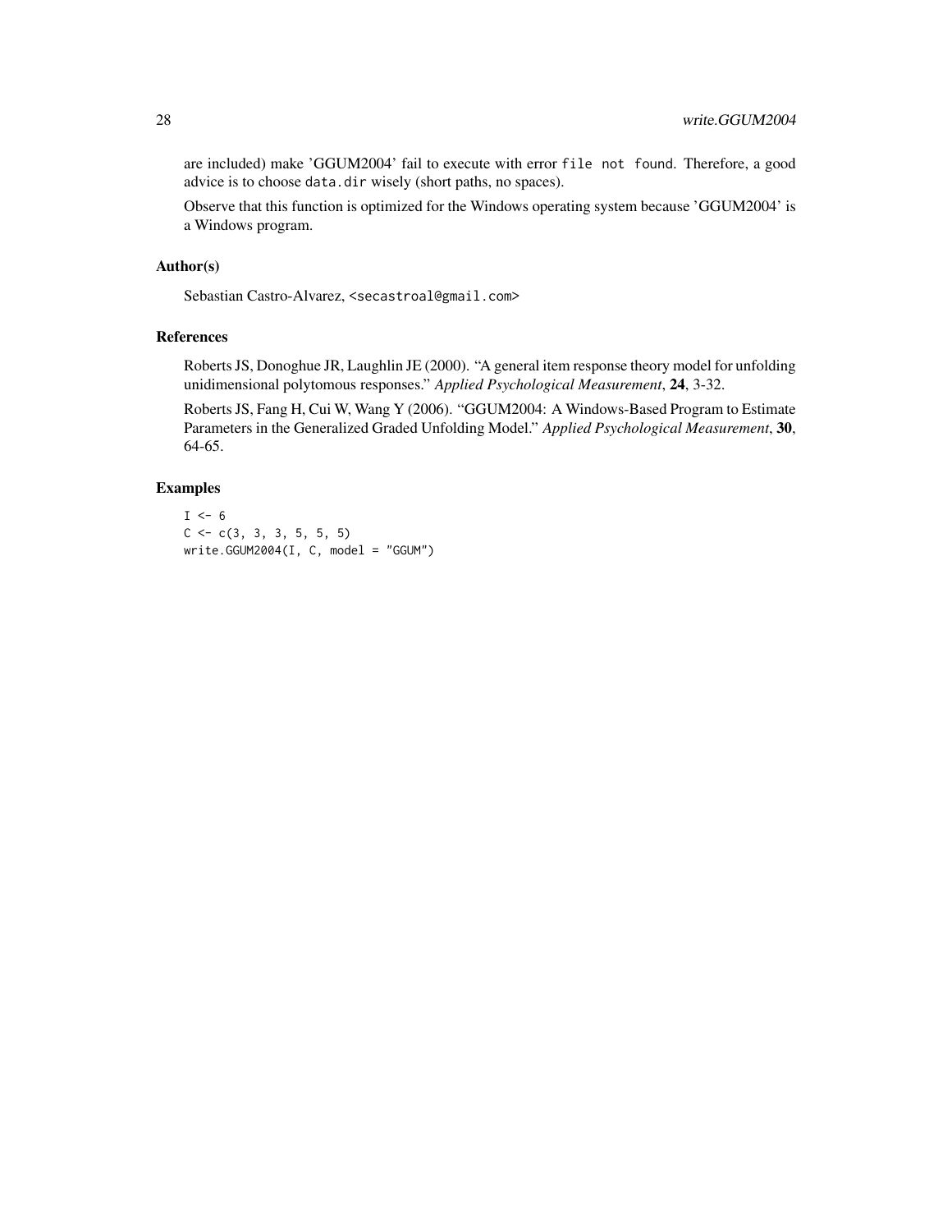are included) make 'GGUM2004' fail to execute with error `file not found`. Therefore, a good advice is to choose `data.dir` wisely (short paths, no spaces).

Observe that this function is optimized for the Windows operating system because 'GGUM2004' is a Windows program.

## Author(s)

Sebastian Castro-Alvarez, <secastroal@gmail.com>

## References

Roberts JS, Donoghue JR, Laughlin JE (2000). "A general item response theory model for unfolding unidimensional polytomous responses." *Applied Psychological Measurement*, **24**, 3-32.

Roberts JS, Fang H, Cui W, Wang Y (2006). "GGUM2004: A Windows-Based Program to Estimate Parameters in the Generalized Graded Unfolding Model." *Applied Psychological Measurement*, **30**, 64-65.

## Examples

```
I <- 6
C <- c(3, 3, 3, 5, 5, 5)
write.GGUM2004(I, C, model = "GGUM")
```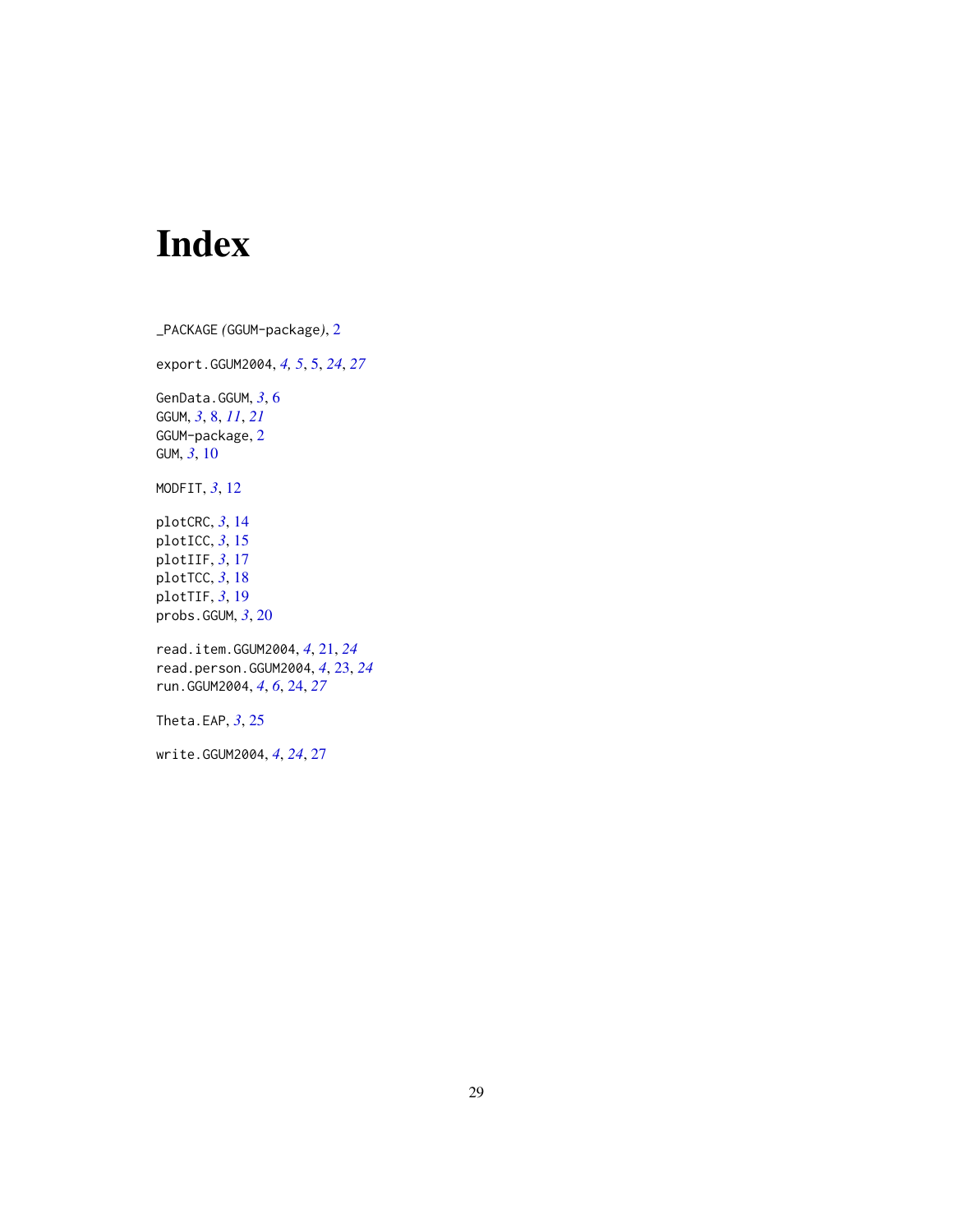# Index

_PACKAGE (GGUM-package), 2

export.GGUM2004, *4, 5*, 5, *24*, *27*

GenData.GGUM, *3*, 6
GGUM, *3*, 8, *11*, *21*
GGUM-package, 2
GUM, *3*, 10

MODFIT, *3*, 12

plotCRC, *3*, 14
plotICC, *3*, 15
plotIIF, *3*, 17
plotTCC, *3*, 18
plotTIF, *3*, 19
probs.GGUM, *3*, 20

read.item.GGUM2004, *4*, 21, *24*
read.person.GGUM2004, *4*, 23, *24*
run.GGUM2004, *4*, *6*, 24, *27*

Theta.EAP, *3*, 25

write.GGUM2004, *4*, *24*, 27